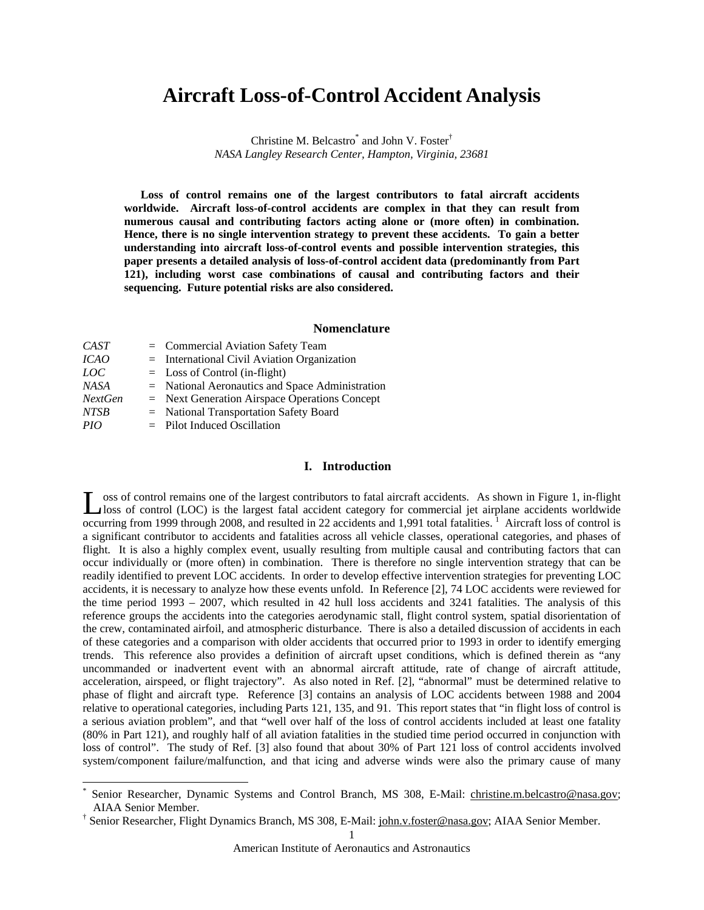# Aircraft Loss-of-Control Accident Analysis

Christine M. Belcastro[*] and John V. Foster[†]
*NASA Langley Research Center, Hampton, Virginia, 23681*

**Loss of control remains one of the largest contributors to fatal aircraft accidents worldwide. Aircraft loss-of-control accidents are complex in that they can result from numerous causal and contributing factors acting alone or (more often) in combination. Hence, there is no single intervention strategy to prevent these accidents. To gain a better understanding into aircraft loss-of-control events and possible intervention strategies, this paper presents a detailed analysis of loss-of-control accident data (predominantly from Part 121), including worst case combinations of causal and contributing factors and their sequencing. Future potential risks are also considered.**

## Nomenclature

| | | |
|---|---|---|
| *CAST* | = | Commercial Aviation Safety Team |
| *ICAO* | = | International Civil Aviation Organization |
| *LOC* | = | Loss of Control (in-flight) |
| *NASA* | = | National Aeronautics and Space Administration |
| *NextGen* | = | Next Generation Airspace Operations Concept |
| *NTSB* | = | National Transportation Safety Board |
| *PIO* | = | Pilot Induced Oscillation |

## I. Introduction

Loss of control remains one of the largest contributors to fatal aircraft accidents. As shown in Figure 1, in-flight loss of control (LOC) is the largest fatal accident category for commercial jet airplane accidents worldwide occurring from 1999 through 2008, and resulted in 22 accidents and 1,991 total fatalities. [1] Aircraft loss of control is a significant contributor to accidents and fatalities across all vehicle classes, operational categories, and phases of flight. It is also a highly complex event, usually resulting from multiple causal and contributing factors that can occur individually or (more often) in combination. There is therefore no single intervention strategy that can be readily identified to prevent LOC accidents. In order to develop effective intervention strategies for preventing LOC accidents, it is necessary to analyze how these events unfold. In Reference [2], 74 LOC accidents were reviewed for the time period 1993 – 2007, which resulted in 42 hull loss accidents and 3241 fatalities. The analysis of this reference groups the accidents into the categories aerodynamic stall, flight control system, spatial disorientation of the crew, contaminated airfoil, and atmospheric disturbance. There is also a detailed discussion of accidents in each of these categories and a comparison with older accidents that occurred prior to 1993 in order to identify emerging trends. This reference also provides a definition of aircraft upset conditions, which is defined therein as "any uncommanded or inadvertent event with an abnormal aircraft attitude, rate of change of aircraft attitude, acceleration, airspeed, or flight trajectory". As also noted in Ref. [2], "abnormal" must be determined relative to phase of flight and aircraft type. Reference [3] contains an analysis of LOC accidents between 1988 and 2004 relative to operational categories, including Parts 121, 135, and 91. This report states that "in flight loss of control is a serious aviation problem", and that "well over half of the loss of control accidents included at least one fatality (80% in Part 121), and roughly half of all aviation fatalities in the studied time period occurred in conjunction with loss of control". The study of Ref. [3] also found that about 30% of Part 121 loss of control accidents involved system/component failure/malfunction, and that icing and adverse winds were also the primary cause of many

---

[*] Senior Researcher, Dynamic Systems and Control Branch, MS 308, E-Mail: christine.m.belcastro@nasa.gov; AIAA Senior Member.

[†] Senior Researcher, Flight Dynamics Branch, MS 308, E-Mail: john.v.foster@nasa.gov; AIAA Senior Member.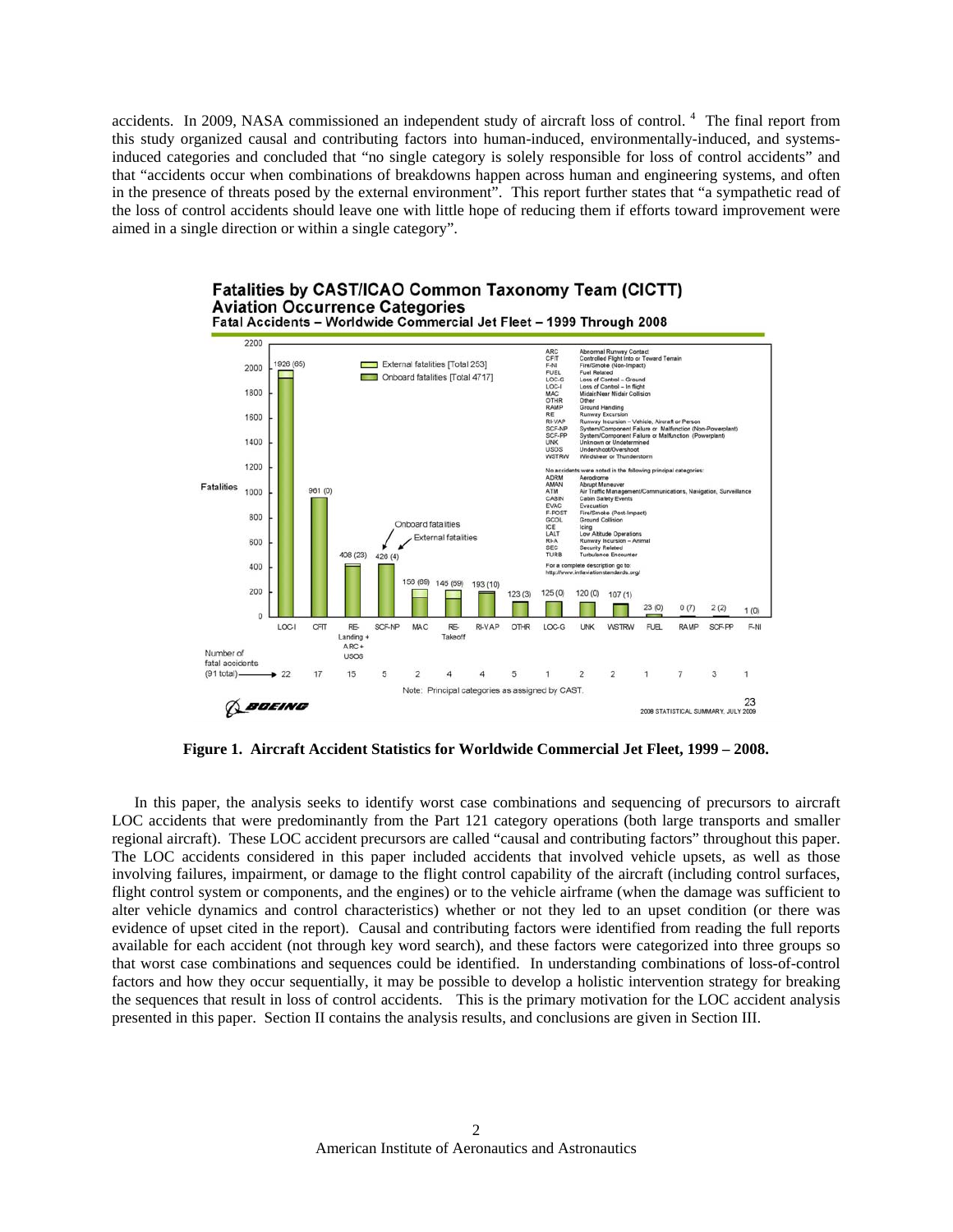accidents. In 2009, NASA commissioned an independent study of aircraft loss of control. [4] The final report from this study organized causal and contributing factors into human-induced, environmentally-induced, and systems-induced categories and concluded that "no single category is solely responsible for loss of control accidents" and that "accidents occur when combinations of breakdowns happen across human and engineering systems, and often in the presence of threats posed by the external environment". This report further states that "a sympathetic read of the loss of control accidents should leave one with little hope of reducing them if efforts toward improvement were aimed in a single direction or within a single category".

**Figure 1. Aircraft Accident Statistics for Worldwide Commercial Jet Fleet, 1999 – 2008.**

In this paper, the analysis seeks to identify worst case combinations and sequencing of precursors to aircraft LOC accidents that were predominantly from the Part 121 category operations (both large transports and smaller regional aircraft). These LOC accident precursors are called "causal and contributing factors" throughout this paper. The LOC accidents considered in this paper included accidents that involved vehicle upsets, as well as those involving failures, impairment, or damage to the flight control capability of the aircraft (including control surfaces, flight control system or components, and the engines) or to the vehicle airframe (when the damage was sufficient to alter vehicle dynamics and control characteristics) whether or not they led to an upset condition (or there was evidence of upset cited in the report). Causal and contributing factors were identified from reading the full reports available for each accident (not through key word search), and these factors were categorized into three groups so that worst case combinations and sequences could be identified. In understanding combinations of loss-of-control factors and how they occur sequentially, it may be possible to develop a holistic intervention strategy for breaking the sequences that result in loss of control accidents. This is the primary motivation for the LOC accident analysis presented in this paper. Section II contains the analysis results, and conclusions are given in Section III.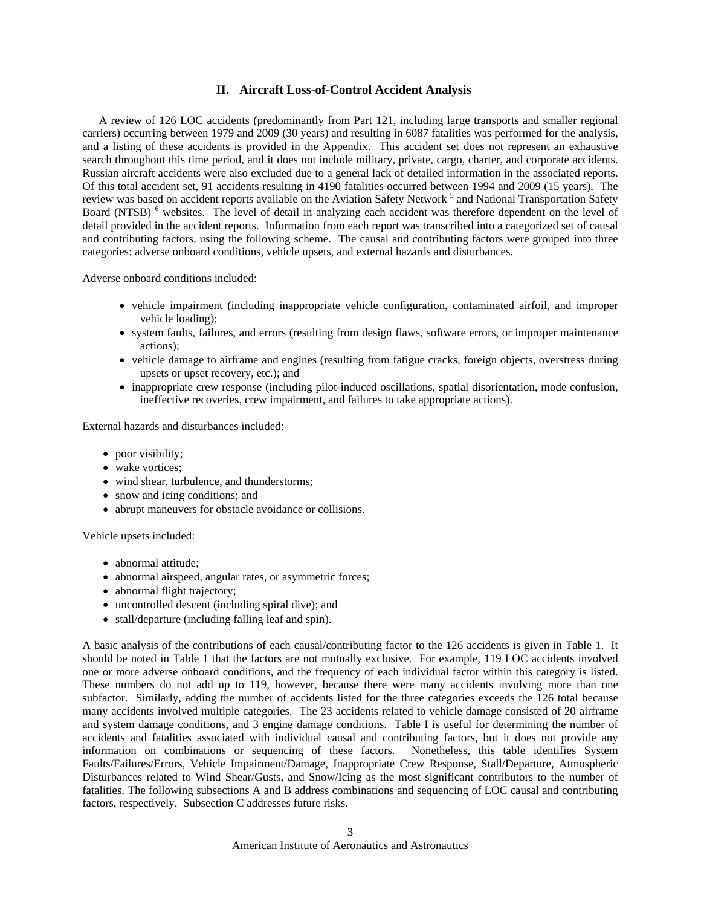## II. Aircraft Loss-of-Control Accident Analysis

A review of 126 LOC accidents (predominantly from Part 121, including large transports and smaller regional carriers) occurring between 1979 and 2009 (30 years) and resulting in 6087 fatalities was performed for the analysis, and a listing of these accidents is provided in the Appendix. This accident set does not represent an exhaustive search throughout this time period, and it does not include military, private, cargo, charter, and corporate accidents. Russian aircraft accidents were also excluded due to a general lack of detailed information in the associated reports. Of this total accident set, 91 accidents resulting in 4190 fatalities occurred between 1994 and 2009 (15 years). The review was based on accident reports available on the Aviation Safety Network [5] and National Transportation Safety Board (NTSB) [6] websites. The level of detail in analyzing each accident was therefore dependent on the level of detail provided in the accident reports. Information from each report was transcribed into a categorized set of causal and contributing factors, using the following scheme. The causal and contributing factors were grouped into three categories: adverse onboard conditions, vehicle upsets, and external hazards and disturbances.

Adverse onboard conditions included:

- vehicle impairment (including inappropriate vehicle configuration, contaminated airfoil, and improper vehicle loading);
- system faults, failures, and errors (resulting from design flaws, software errors, or improper maintenance actions);
- vehicle damage to airframe and engines (resulting from fatigue cracks, foreign objects, overstress during upsets or upset recovery, etc.); and
- inappropriate crew response (including pilot-induced oscillations, spatial disorientation, mode confusion, ineffective recoveries, crew impairment, and failures to take appropriate actions).

External hazards and disturbances included:

- poor visibility;
- wake vortices;
- wind shear, turbulence, and thunderstorms;
- snow and icing conditions; and
- abrupt maneuvers for obstacle avoidance or collisions.

Vehicle upsets included:

- abnormal attitude;
- abnormal airspeed, angular rates, or asymmetric forces;
- abnormal flight trajectory;
- uncontrolled descent (including spiral dive); and
- stall/departure (including falling leaf and spin).

A basic analysis of the contributions of each causal/contributing factor to the 126 accidents is given in Table 1. It should be noted in Table 1 that the factors are not mutually exclusive. For example, 119 LOC accidents involved one or more adverse onboard conditions, and the frequency of each individual factor within this category is listed. These numbers do not add up to 119, however, because there were many accidents involving more than one subfactor. Similarly, adding the number of accidents listed for the three categories exceeds the 126 total because many accidents involved multiple categories. The 23 accidents related to vehicle damage consisted of 20 airframe and system damage conditions, and 3 engine damage conditions. Table I is useful for determining the number of accidents and fatalities associated with individual causal and contributing factors, but it does not provide any information on combinations or sequencing of these factors. Nonetheless, this table identifies System Faults/Failures/Errors, Vehicle Impairment/Damage, Inappropriate Crew Response, Stall/Departure, Atmospheric Disturbances related to Wind Shear/Gusts, and Snow/Icing as the most significant contributors to the number of fatalities. The following subsections A and B address combinations and sequencing of LOC causal and contributing factors, respectively. Subsection C addresses future risks.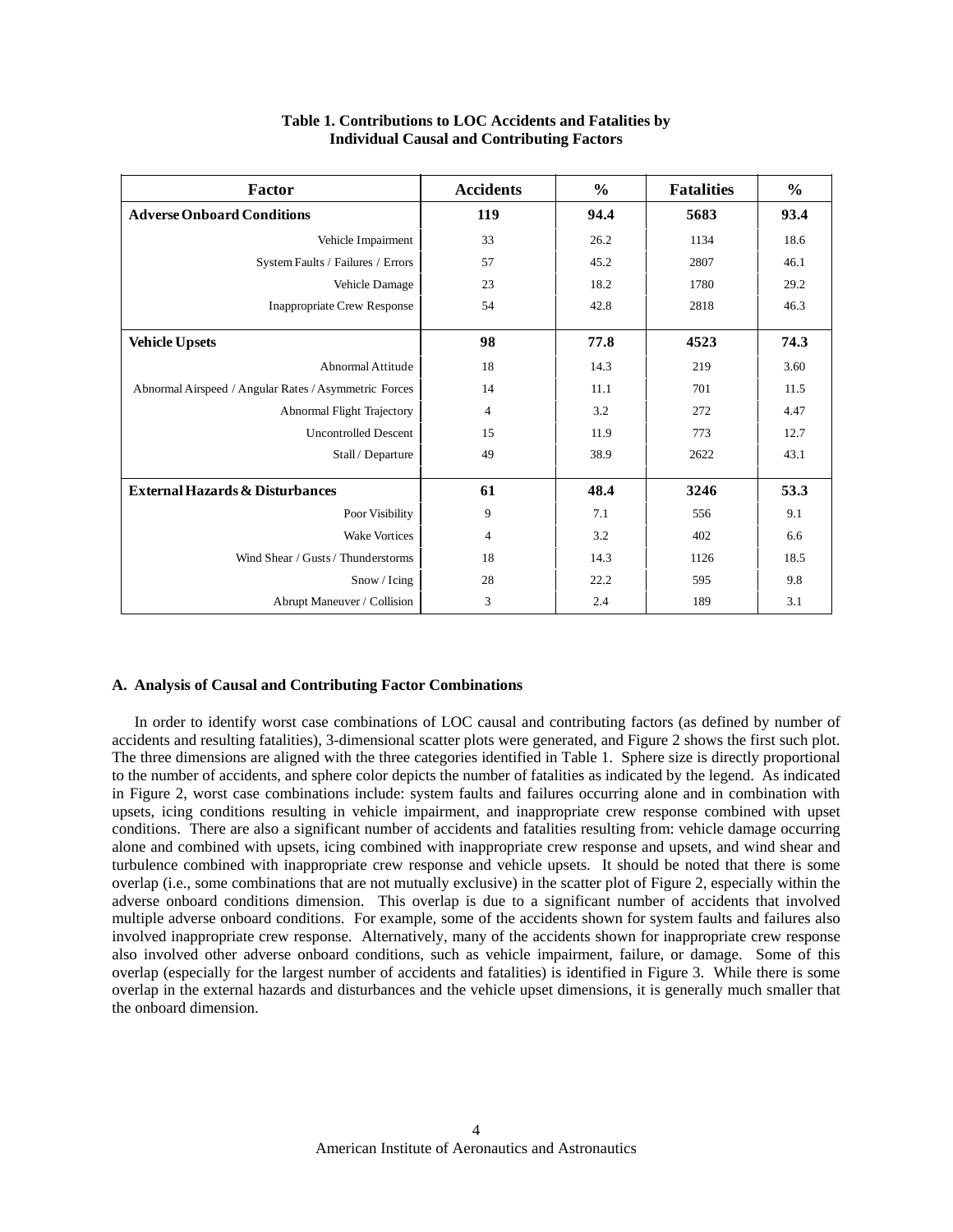**Table 1. Contributions to LOC Accidents and Fatalities by Individual Causal and Contributing Factors**

| Factor | Accidents | % | Fatalities | % |
|---|---|---|---|---|
| **Adverse Onboard Conditions** | **119** | **94.4** | **5683** | **93.4** |
| Vehicle Impairment | 33 | 26.2 | 1134 | 18.6 |
| System Faults / Failures / Errors | 57 | 45.2 | 2807 | 46.1 |
| Vehicle Damage | 23 | 18.2 | 1780 | 29.2 |
| Inappropriate Crew Response | 54 | 42.8 | 2818 | 46.3 |
| **Vehicle Upsets** | **98** | **77.8** | **4523** | **74.3** |
| Abnormal Attitude | 18 | 14.3 | 219 | 3.60 |
| Abnormal Airspeed / Angular Rates / Asymmetric Forces | 14 | 11.1 | 701 | 11.5 |
| Abnormal Flight Trajectory | 4 | 3.2 | 272 | 4.47 |
| Uncontrolled Descent | 15 | 11.9 | 773 | 12.7 |
| Stall / Departure | 49 | 38.9 | 2622 | 43.1 |
| **External Hazards & Disturbances** | **61** | **48.4** | **3246** | **53.3** |
| Poor Visibility | 9 | 7.1 | 556 | 9.1 |
| Wake Vortices | 4 | 3.2 | 402 | 6.6 |
| Wind Shear / Gusts / Thunderstorms | 18 | 14.3 | 1126 | 18.5 |
| Snow / Icing | 28 | 22.2 | 595 | 9.8 |
| Abrupt Maneuver / Collision | 3 | 2.4 | 189 | 3.1 |

### A. Analysis of Causal and Contributing Factor Combinations

In order to identify worst case combinations of LOC causal and contributing factors (as defined by number of accidents and resulting fatalities), 3-dimensional scatter plots were generated, and Figure 2 shows the first such plot. The three dimensions are aligned with the three categories identified in Table 1. Sphere size is directly proportional to the number of accidents, and sphere color depicts the number of fatalities as indicated by the legend. As indicated in Figure 2, worst case combinations include: system faults and failures occurring alone and in combination with upsets, icing conditions resulting in vehicle impairment, and inappropriate crew response combined with upset conditions. There are also a significant number of accidents and fatalities resulting from: vehicle damage occurring alone and combined with upsets, icing combined with inappropriate crew response and upsets, and wind shear and turbulence combined with inappropriate crew response and vehicle upsets. It should be noted that there is some overlap (i.e., some combinations that are not mutually exclusive) in the scatter plot of Figure 2, especially within the adverse onboard conditions dimension. This overlap is due to a significant number of accidents that involved multiple adverse onboard conditions. For example, some of the accidents shown for system faults and failures also involved inappropriate crew response. Alternatively, many of the accidents shown for inappropriate crew response also involved other adverse onboard conditions, such as vehicle impairment, failure, or damage. Some of this overlap (especially for the largest number of accidents and fatalities) is identified in Figure 3. While there is some overlap in the external hazards and disturbances and the vehicle upset dimensions, it is generally much smaller that the onboard dimension.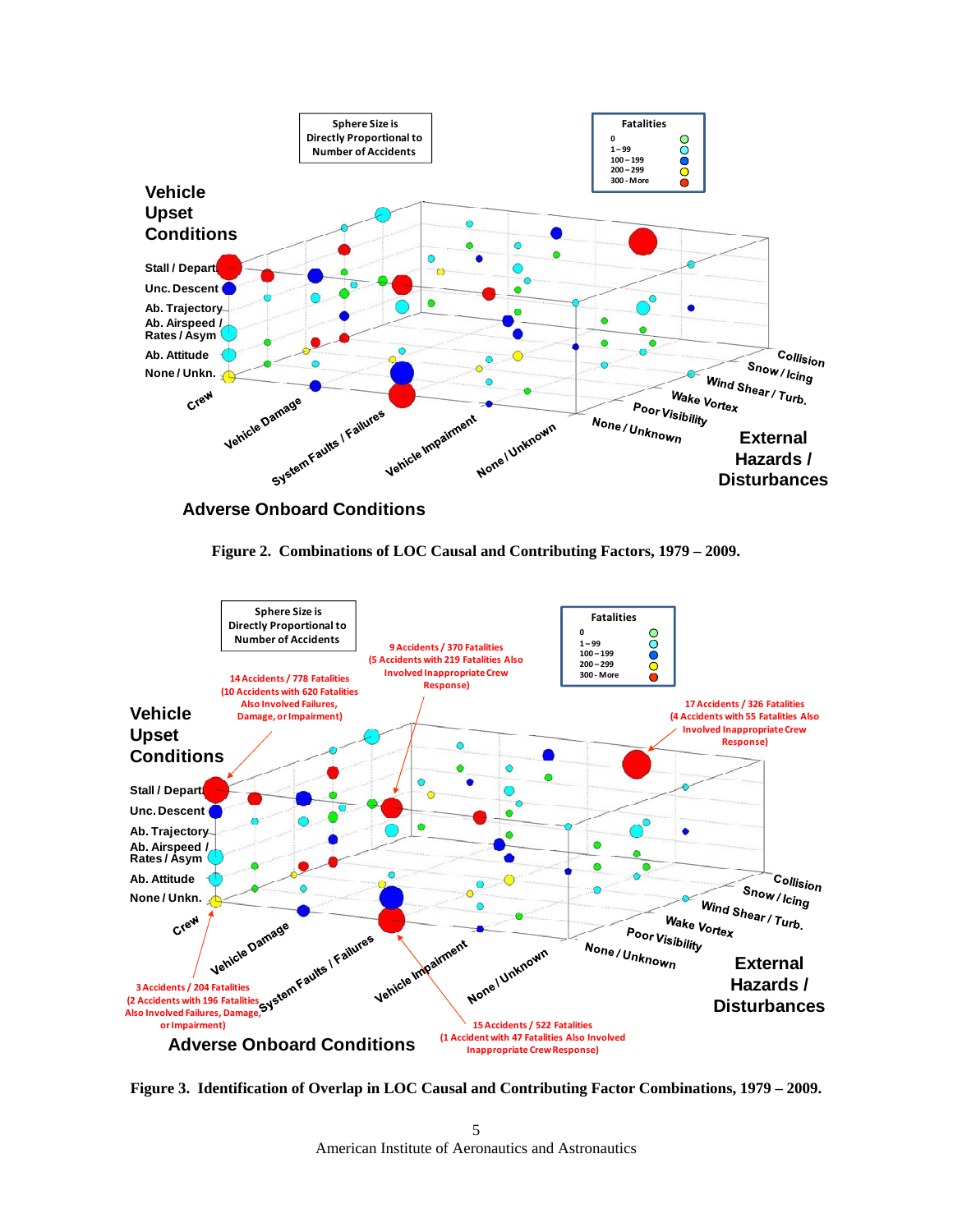Figure 2. Combinations of LOC Causal and Contributing Factors, 1979 – 2009.

Figure 3. Identification of Overlap in LOC Causal and Contributing Factor Combinations, 1979 – 2009.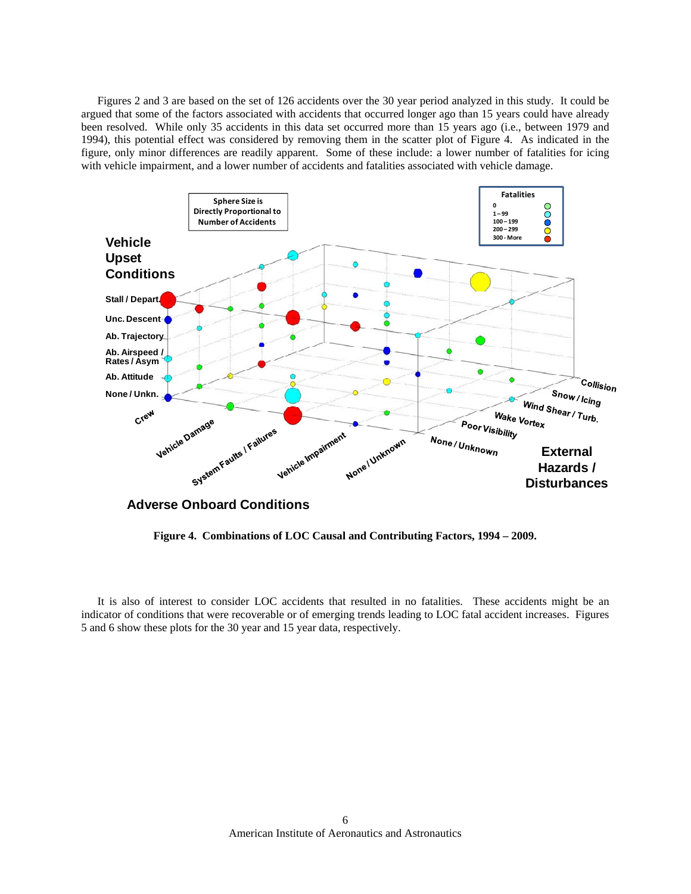Figures 2 and 3 are based on the set of 126 accidents over the 30 year period analyzed in this study. It could be argued that some of the factors associated with accidents that occurred longer ago than 15 years could have already been resolved. While only 35 accidents in this data set occurred more than 15 years ago (i.e., between 1979 and 1994), this potential effect was considered by removing them in the scatter plot of Figure 4. As indicated in the figure, only minor differences are readily apparent. Some of these include: a lower number of fatalities for icing with vehicle impairment, and a lower number of accidents and fatalities associated with vehicle damage.

**Figure 4. Combinations of LOC Causal and Contributing Factors, 1994 – 2009.**

It is also of interest to consider LOC accidents that resulted in no fatalities. These accidents might be an indicator of conditions that were recoverable or of emerging trends leading to LOC fatal accident increases. Figures 5 and 6 show these plots for the 30 year and 15 year data, respectively.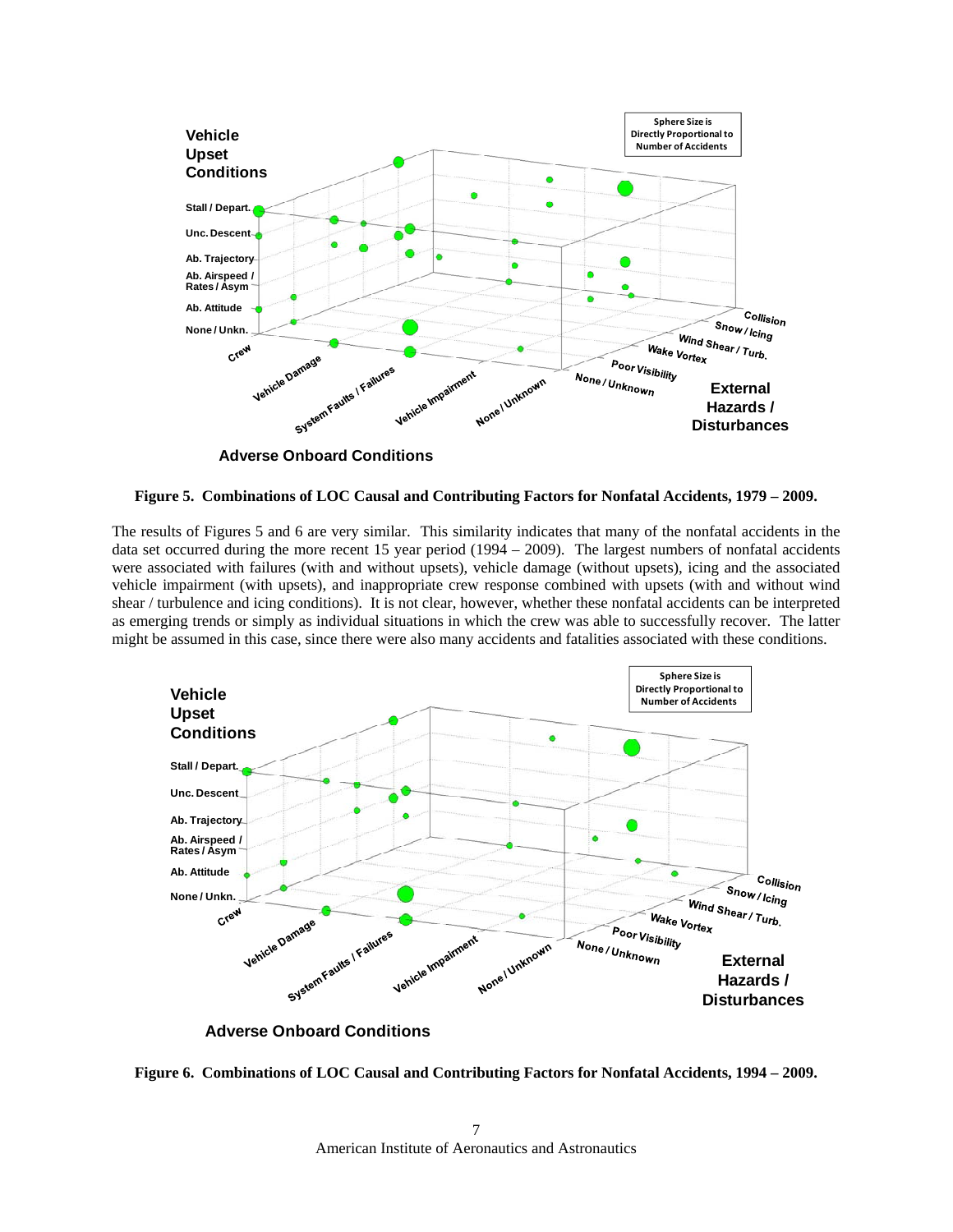**Figure 5. Combinations of LOC Causal and Contributing Factors for Nonfatal Accidents, 1979 – 2009.**

The results of Figures 5 and 6 are very similar. This similarity indicates that many of the nonfatal accidents in the data set occurred during the more recent 15 year period (1994 – 2009). The largest numbers of nonfatal accidents were associated with failures (with and without upsets), vehicle damage (without upsets), icing and the associated vehicle impairment (with upsets), and inappropriate crew response combined with upsets (with and without wind shear / turbulence and icing conditions). It is not clear, however, whether these nonfatal accidents can be interpreted as emerging trends or simply as individual situations in which the crew was able to successfully recover. The latter might be assumed in this case, since there were also many accidents and fatalities associated with these conditions.

**Figure 6. Combinations of LOC Causal and Contributing Factors for Nonfatal Accidents, 1994 – 2009.**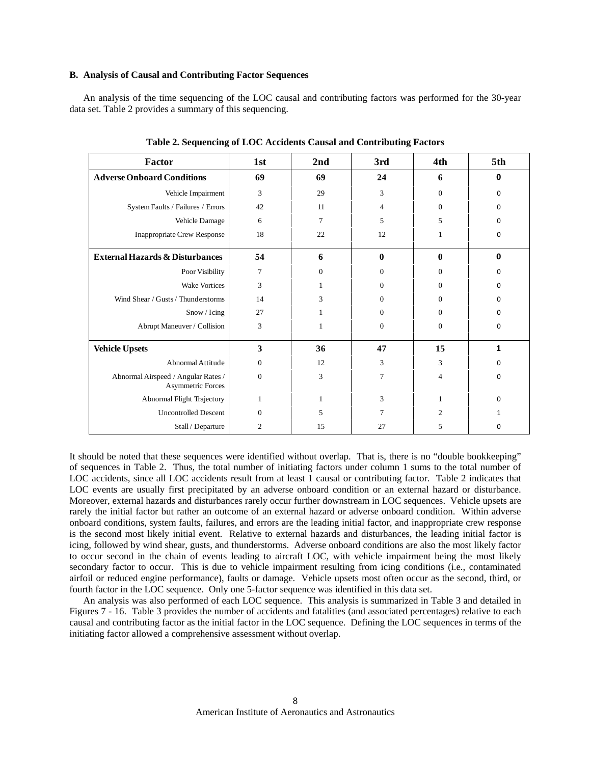### B. Analysis of Causal and Contributing Factor Sequences

An analysis of the time sequencing of the LOC causal and contributing factors was performed for the 30-year data set. Table 2 provides a summary of this sequencing.

**Table 2. Sequencing of LOC Accidents Causal and Contributing Factors**

| Factor | 1st | 2nd | 3rd | 4th | 5th |
|---|---|---|---|---|---|
| **Adverse Onboard Conditions** | **69** | **69** | **24** | **6** | **0** |
| Vehicle Impairment | 3 | 29 | 3 | 0 | 0 |
| System Faults / Failures / Errors | 42 | 11 | 4 | 0 | 0 |
| Vehicle Damage | 6 | 7 | 5 | 5 | 0 |
| Inappropriate Crew Response | 18 | 22 | 12 | 1 | 0 |
| **External Hazards & Disturbances** | **54** | **6** | **0** | **0** | **0** |
| Poor Visibility | 7 | 0 | 0 | 0 | 0 |
| Wake Vortices | 3 | 1 | 0 | 0 | 0 |
| Wind Shear / Gusts / Thunderstorms | 14 | 3 | 0 | 0 | 0 |
| Snow / Icing | 27 | 1 | 0 | 0 | 0 |
| Abrupt Maneuver / Collision | 3 | 1 | 0 | 0 | 0 |
| **Vehicle Upsets** | **3** | **36** | **47** | **15** | **1** |
| Abnormal Attitude | 0 | 12 | 3 | 3 | 0 |
| Abnormal Airspeed / Angular Rates / Asymmetric Forces | 0 | 3 | 7 | 4 | 0 |
| Abnormal Flight Trajectory | 1 | 1 | 3 | 1 | 0 |
| Uncontrolled Descent | 0 | 5 | 7 | 2 | 1 |
| Stall / Departure | 2 | 15 | 27 | 5 | 0 |

It should be noted that these sequences were identified without overlap. That is, there is no "double bookkeeping" of sequences in Table 2. Thus, the total number of initiating factors under column 1 sums to the total number of LOC accidents, since all LOC accidents result from at least 1 causal or contributing factor. Table 2 indicates that LOC events are usually first precipitated by an adverse onboard condition or an external hazard or disturbance. Moreover, external hazards and disturbances rarely occur further downstream in LOC sequences. Vehicle upsets are rarely the initial factor but rather an outcome of an external hazard or adverse onboard condition. Within adverse onboard conditions, system faults, failures, and errors are the leading initial factor, and inappropriate crew response is the second most likely initial event. Relative to external hazards and disturbances, the leading initial factor is icing, followed by wind shear, gusts, and thunderstorms. Adverse onboard conditions are also the most likely factor to occur second in the chain of events leading to aircraft LOC, with vehicle impairment being the most likely secondary factor to occur. This is due to vehicle impairment resulting from icing conditions (i.e., contaminated airfoil or reduced engine performance), faults or damage. Vehicle upsets most often occur as the second, third, or fourth factor in the LOC sequence. Only one 5-factor sequence was identified in this data set.

An analysis was also performed of each LOC sequence. This analysis is summarized in Table 3 and detailed in Figures 7 - 16. Table 3 provides the number of accidents and fatalities (and associated percentages) relative to each causal and contributing factor as the initial factor in the LOC sequence. Defining the LOC sequences in terms of the initiating factor allowed a comprehensive assessment without overlap.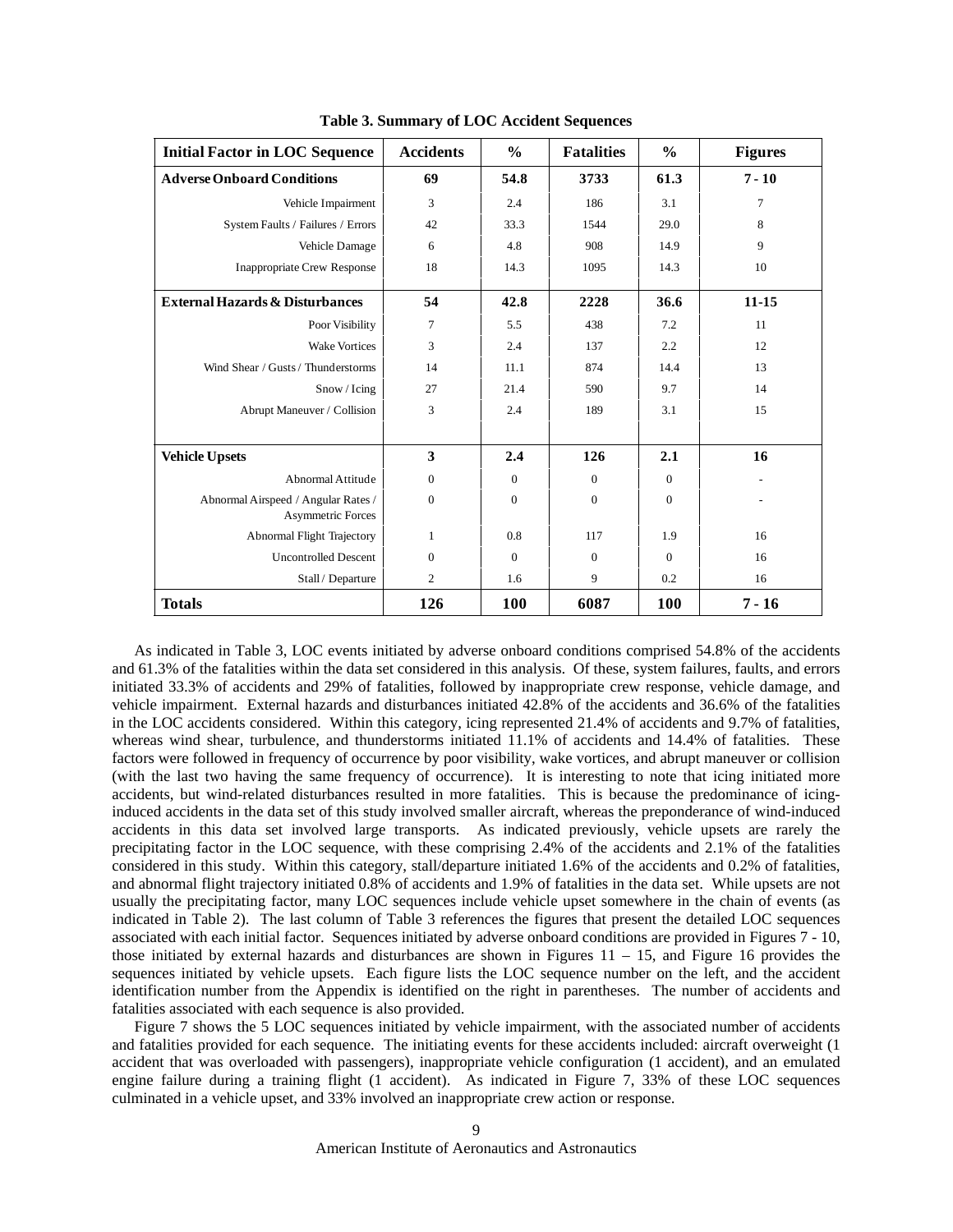**Table 3. Summary of LOC Accident Sequences**

| Initial Factor in LOC Sequence | Accidents | % | Fatalities | % | Figures |
|---|---|---|---|---|---|
| **Adverse Onboard Conditions** | **69** | **54.8** | **3733** | **61.3** | **7 - 10** |
| Vehicle Impairment | 3 | 2.4 | 186 | 3.1 | 7 |
| System Faults / Failures / Errors | 42 | 33.3 | 1544 | 29.0 | 8 |
| Vehicle Damage | 6 | 4.8 | 908 | 14.9 | 9 |
| Inappropriate Crew Response | 18 | 14.3 | 1095 | 14.3 | 10 |
| **External Hazards & Disturbances** | **54** | **42.8** | **2228** | **36.6** | **11-15** |
| Poor Visibility | 7 | 5.5 | 438 | 7.2 | 11 |
| Wake Vortices | 3 | 2.4 | 137 | 2.2 | 12 |
| Wind Shear / Gusts / Thunderstorms | 14 | 11.1 | 874 | 14.4 | 13 |
| Snow / Icing | 27 | 21.4 | 590 | 9.7 | 14 |
| Abrupt Maneuver / Collision | 3 | 2.4 | 189 | 3.1 | 15 |
| **Vehicle Upsets** | **3** | **2.4** | **126** | **2.1** | **16** |
| Abnormal Attitude | 0 | 0 | 0 | 0 | - |
| Abnormal Airspeed / Angular Rates / Asymmetric Forces | 0 | 0 | 0 | 0 | - |
| Abnormal Flight Trajectory | 1 | 0.8 | 117 | 1.9 | 16 |
| Uncontrolled Descent | 0 | 0 | 0 | 0 | 16 |
| Stall / Departure | 2 | 1.6 | 9 | 0.2 | 16 |
| **Totals** | **126** | **100** | **6087** | **100** | **7 - 16** |

As indicated in Table 3, LOC events initiated by adverse onboard conditions comprised 54.8% of the accidents and 61.3% of the fatalities within the data set considered in this analysis. Of these, system failures, faults, and errors initiated 33.3% of accidents and 29% of fatalities, followed by inappropriate crew response, vehicle damage, and vehicle impairment. External hazards and disturbances initiated 42.8% of the accidents and 36.6% of the fatalities in the LOC accidents considered. Within this category, icing represented 21.4% of accidents and 9.7% of fatalities, whereas wind shear, turbulence, and thunderstorms initiated 11.1% of accidents and 14.4% of fatalities. These factors were followed in frequency of occurrence by poor visibility, wake vortices, and abrupt maneuver or collision (with the last two having the same frequency of occurrence). It is interesting to note that icing initiated more accidents, but wind-related disturbances resulted in more fatalities. This is because the predominance of icing-induced accidents in the data set of this study involved smaller aircraft, whereas the preponderance of wind-induced accidents in this data set involved large transports. As indicated previously, vehicle upsets are rarely the precipitating factor in the LOC sequence, with these comprising 2.4% of the accidents and 2.1% of the fatalities considered in this study. Within this category, stall/departure initiated 1.6% of the accidents and 0.2% of fatalities, and abnormal flight trajectory initiated 0.8% of accidents and 1.9% of fatalities in the data set. While upsets are not usually the precipitating factor, many LOC sequences include vehicle upset somewhere in the chain of events (as indicated in Table 2). The last column of Table 3 references the figures that present the detailed LOC sequences associated with each initial factor. Sequences initiated by adverse onboard conditions are provided in Figures 7 - 10, those initiated by external hazards and disturbances are shown in Figures 11 – 15, and Figure 16 provides the sequences initiated by vehicle upsets. Each figure lists the LOC sequence number on the left, and the accident identification number from the Appendix is identified on the right in parentheses. The number of accidents and fatalities associated with each sequence is also provided.

Figure 7 shows the 5 LOC sequences initiated by vehicle impairment, with the associated number of accidents and fatalities provided for each sequence. The initiating events for these accidents included: aircraft overweight (1 accident that was overloaded with passengers), inappropriate vehicle configuration (1 accident), and an emulated engine failure during a training flight (1 accident). As indicated in Figure 7, 33% of these LOC sequences culminated in a vehicle upset, and 33% involved an inappropriate crew action or response.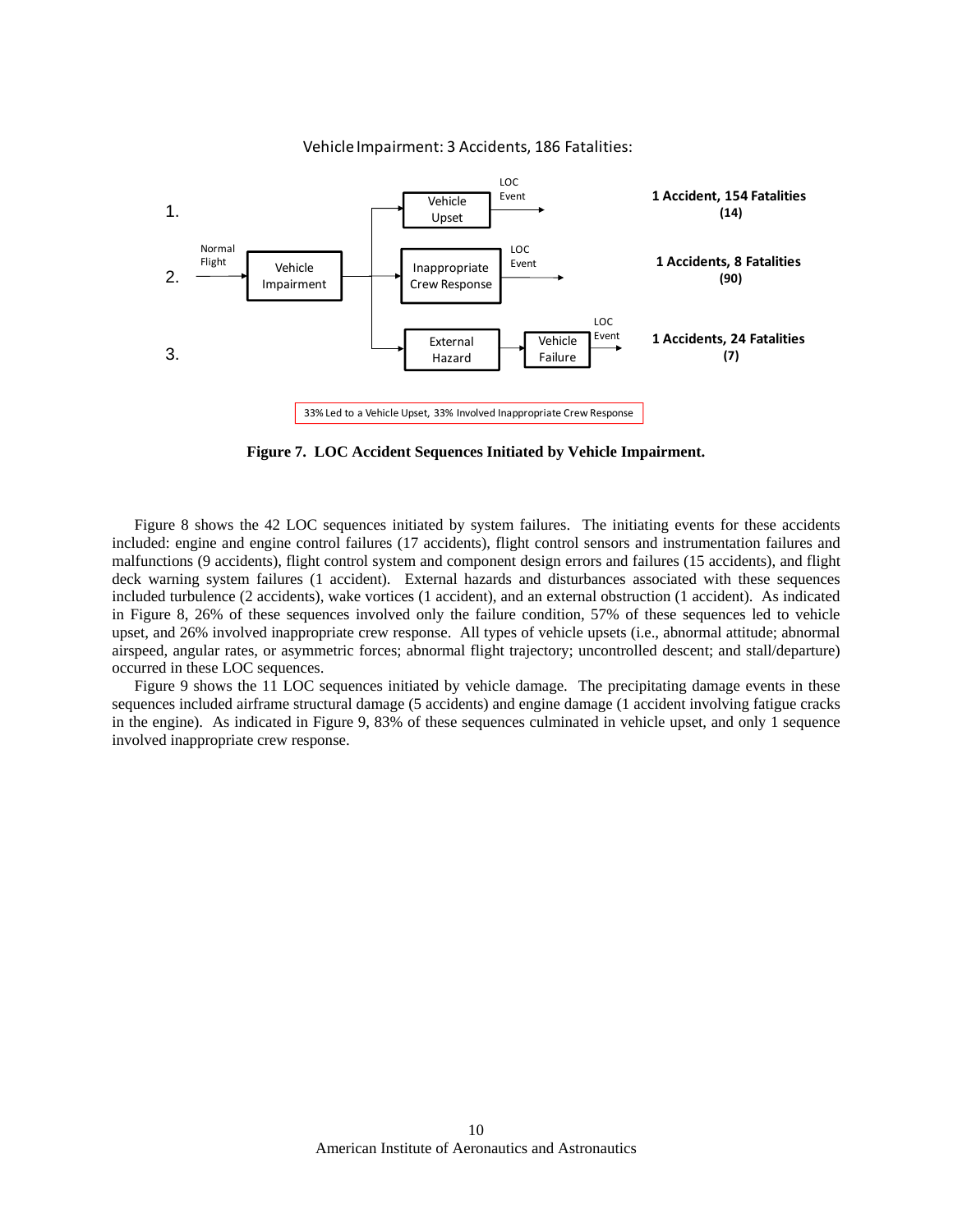Vehicle Impairment: 3 Accidents, 186 Fatalities:

1. Normal Flight → Vehicle Impairment → Vehicle Upset → LOC Event — **1 Accident, 154 Fatalities (14)**

2. Normal Flight → Vehicle Impairment → Inappropriate Crew Response → LOC Event — **1 Accidents, 8 Fatalities (90)**

3. Normal Flight → Vehicle Impairment → External Hazard → Vehicle Failure → LOC Event — **1 Accidents, 24 Fatalities (7)**

33% Led to a Vehicle Upset, 33% Involved Inappropriate Crew Response

**Figure 7. LOC Accident Sequences Initiated by Vehicle Impairment.**

Figure 8 shows the 42 LOC sequences initiated by system failures. The initiating events for these accidents included: engine and engine control failures (17 accidents), flight control sensors and instrumentation failures and malfunctions (9 accidents), flight control system and component design errors and failures (15 accidents), and flight deck warning system failures (1 accident). External hazards and disturbances associated with these sequences included turbulence (2 accidents), wake vortices (1 accident), and an external obstruction (1 accident). As indicated in Figure 8, 26% of these sequences involved only the failure condition, 57% of these sequences led to vehicle upset, and 26% involved inappropriate crew response. All types of vehicle upsets (i.e., abnormal attitude; abnormal airspeed, angular rates, or asymmetric forces; abnormal flight trajectory; uncontrolled descent; and stall/departure) occurred in these LOC sequences.

Figure 9 shows the 11 LOC sequences initiated by vehicle damage. The precipitating damage events in these sequences included airframe structural damage (5 accidents) and engine damage (1 accident involving fatigue cracks in the engine). As indicated in Figure 9, 83% of these sequences culminated in vehicle upset, and only 1 sequence involved inappropriate crew response.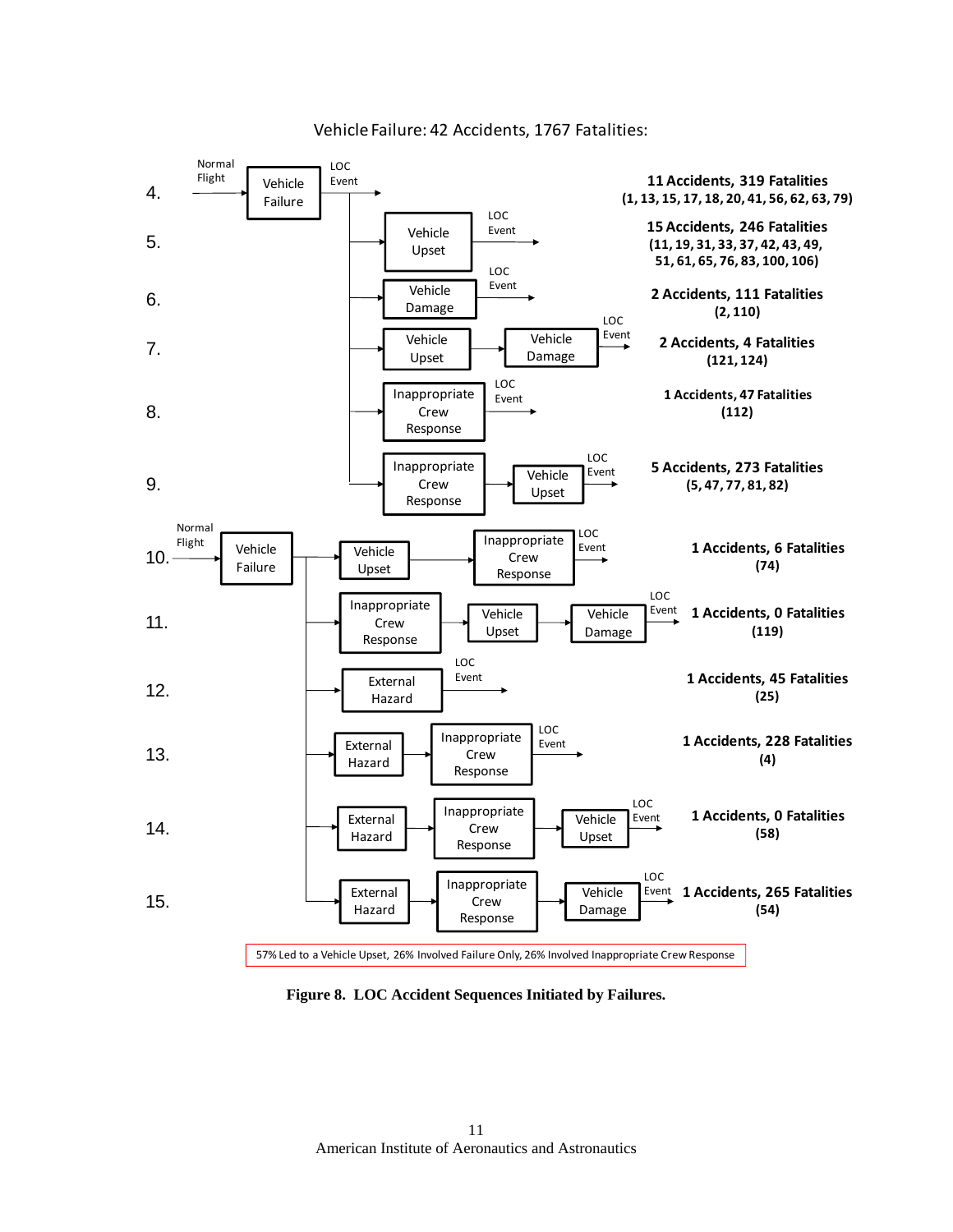Vehicle Failure: 42 Accidents, 1767 Fatalities:

| # | Sequence | Accidents / Fatalities | Accident IDs |
|---|---|---|---|
| 4. | Normal Flight → Vehicle Failure → LOC Event | 11 Accidents, 319 Fatalities | (1, 13, 15, 17, 18, 20, 41, 56, 62, 63, 79) |
| 5. | Normal Flight → Vehicle Failure → Vehicle Upset → LOC Event | 15 Accidents, 246 Fatalities | (11, 19, 31, 33, 37, 42, 43, 49, 51, 61, 65, 76, 83, 100, 106) |
| 6. | Normal Flight → Vehicle Failure → Vehicle Damage → LOC Event | 2 Accidents, 111 Fatalities | (2, 110) |
| 7. | Normal Flight → Vehicle Failure → Vehicle Upset → Vehicle Damage → LOC Event | 2 Accidents, 4 Fatalities | (121, 124) |
| 8. | Normal Flight → Vehicle Failure → Inappropriate Crew Response → LOC Event | 1 Accidents, 47 Fatalities | (112) |
| 9. | Normal Flight → Vehicle Failure → Inappropriate Crew Response → Vehicle Upset → LOC Event | 5 Accidents, 273 Fatalities | (5, 47, 77, 81, 82) |
| 10. | Normal Flight → Vehicle Failure → Vehicle Upset → Inappropriate Crew Response → LOC Event | 1 Accidents, 6 Fatalities | (74) |
| 11. | Normal Flight → Vehicle Failure → Inappropriate Crew Response → Vehicle Upset → Vehicle Damage → LOC Event | 1 Accidents, 0 Fatalities | (119) |
| 12. | Normal Flight → Vehicle Failure → External Hazard → LOC Event | 1 Accidents, 45 Fatalities | (25) |
| 13. | Normal Flight → Vehicle Failure → External Hazard → Inappropriate Crew Response → LOC Event | 1 Accidents, 228 Fatalities | (4) |
| 14. | Normal Flight → Vehicle Failure → External Hazard → Inappropriate Crew Response → Vehicle Upset → LOC Event | 1 Accidents, 0 Fatalities | (58) |
| 15. | Normal Flight → Vehicle Failure → External Hazard → Inappropriate Crew Response → Vehicle Damage → LOC Event | 1 Accidents, 265 Fatalities | (54) |

57% Led to a Vehicle Upset, 26% Involved Failure Only, 26% Involved Inappropriate Crew Response

**Figure 8. LOC Accident Sequences Initiated by Failures.**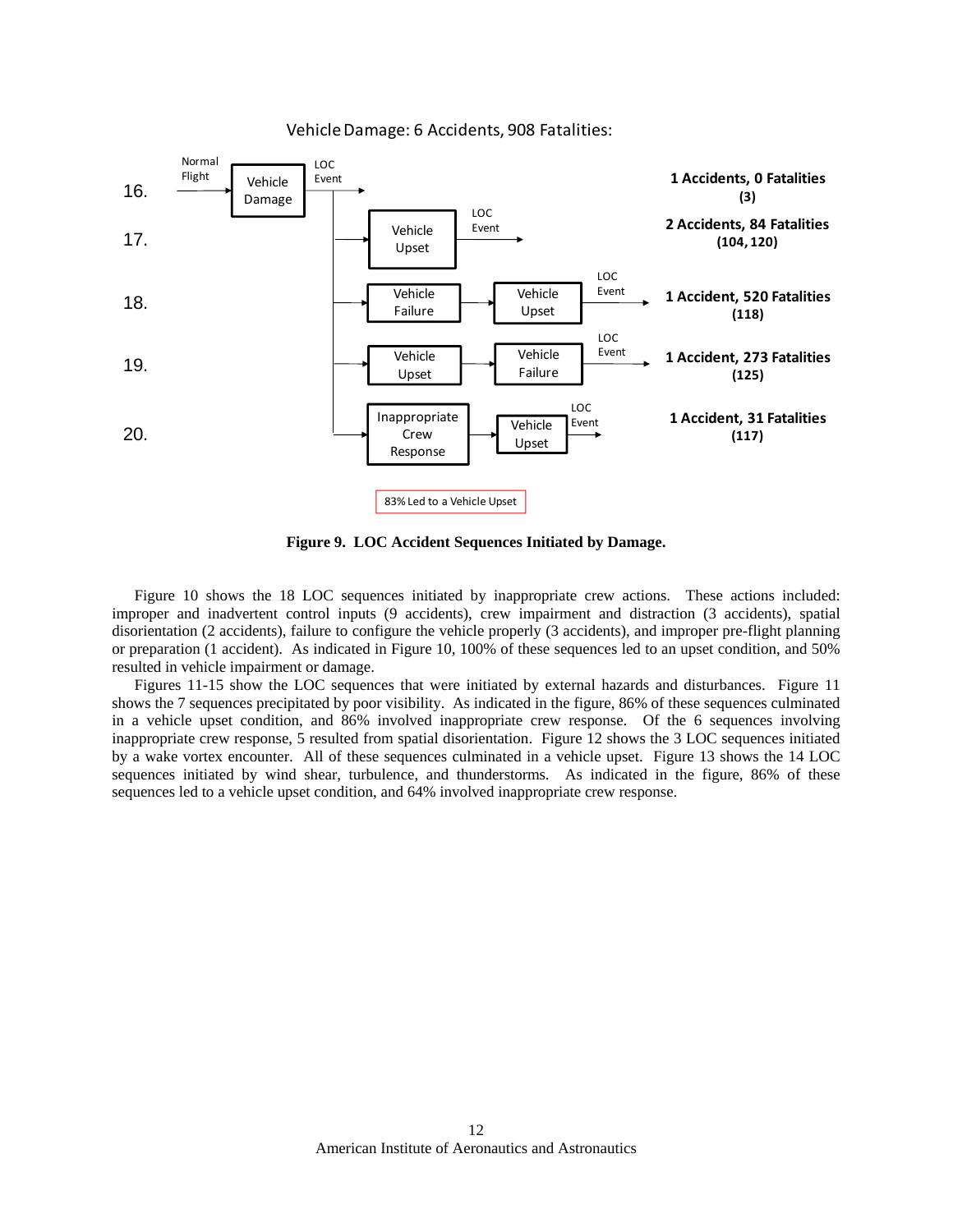Vehicle Damage: 6 Accidents, 908 Fatalities:

| # | Sequence | Outcome |
|---|---|---|
| 16. | Normal Flight → Vehicle Damage → LOC Event | 1 Accidents, 0 Fatalities (3) |
| 17. | Vehicle Damage → Vehicle Upset → LOC Event | 2 Accidents, 84 Fatalities (104, 120) |
| 18. | Vehicle Damage → Vehicle Failure → Vehicle Upset → LOC Event | 1 Accident, 520 Fatalities (118) |
| 19. | Vehicle Damage → Vehicle Upset → Vehicle Failure → LOC Event | 1 Accident, 273 Fatalities (125) |
| 20. | Vehicle Damage → Inappropriate Crew Response → Vehicle Upset → LOC Event | 1 Accident, 31 Fatalities (117) |

83% Led to a Vehicle Upset

**Figure 9. LOC Accident Sequences Initiated by Damage.**

Figure 10 shows the 18 LOC sequences initiated by inappropriate crew actions. These actions included: improper and inadvertent control inputs (9 accidents), crew impairment and distraction (3 accidents), spatial disorientation (2 accidents), failure to configure the vehicle properly (3 accidents), and improper pre-flight planning or preparation (1 accident). As indicated in Figure 10, 100% of these sequences led to an upset condition, and 50% resulted in vehicle impairment or damage.

Figures 11-15 show the LOC sequences that were initiated by external hazards and disturbances. Figure 11 shows the 7 sequences precipitated by poor visibility. As indicated in the figure, 86% of these sequences culminated in a vehicle upset condition, and 86% involved inappropriate crew response. Of the 6 sequences involving inappropriate crew response, 5 resulted from spatial disorientation. Figure 12 shows the 3 LOC sequences initiated by a wake vortex encounter. All of these sequences culminated in a vehicle upset. Figure 13 shows the 14 LOC sequences initiated by wind shear, turbulence, and thunderstorms. As indicated in the figure, 86% of these sequences led to a vehicle upset condition, and 64% involved inappropriate crew response.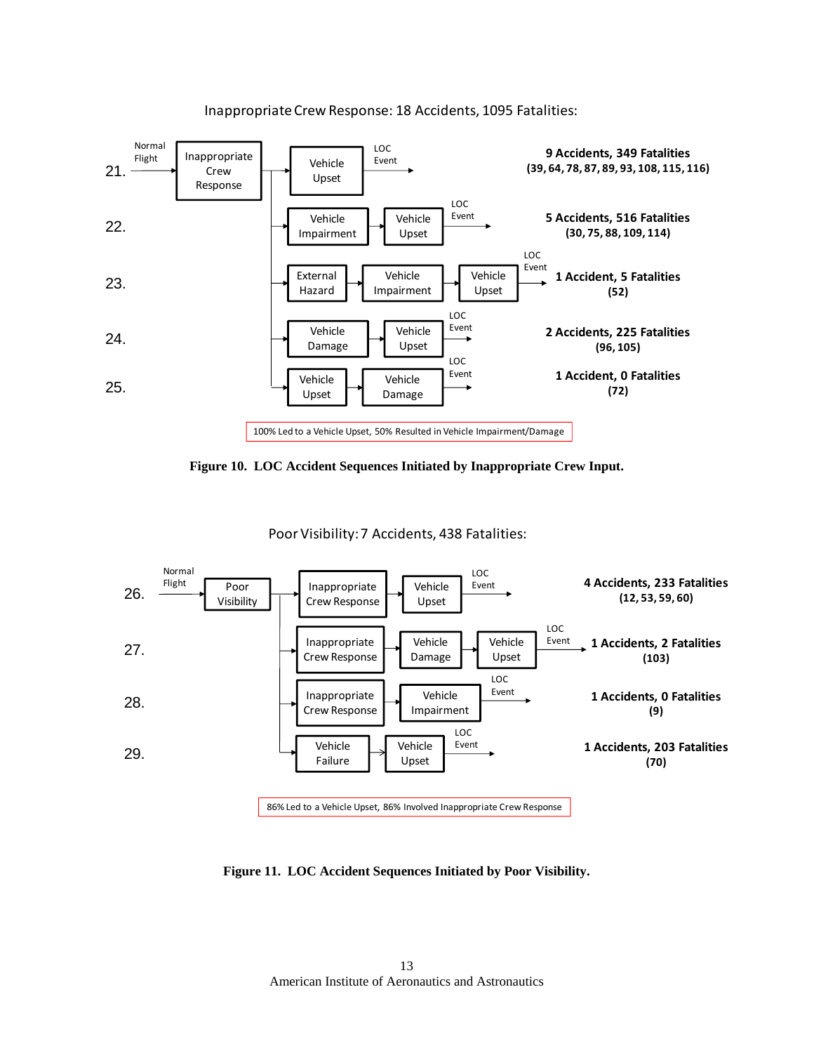Inappropriate Crew Response: 18 Accidents, 1095 Fatalities:

21. Normal Flight → Inappropriate Crew Response → Vehicle Upset → LOC Event — **9 Accidents, 349 Fatalities (39, 64, 78, 87, 89, 93, 108, 115, 116)**

22. → Vehicle Impairment → Vehicle Upset → LOC Event — **5 Accidents, 516 Fatalities (30, 75, 88, 109, 114)**

23. → External Hazard → Vehicle Impairment → Vehicle Upset → LOC Event — **1 Accident, 5 Fatalities (52)**

24. → Vehicle Damage → Vehicle Upset → LOC Event — **2 Accidents, 225 Fatalities (96, 105)**

25. → Vehicle Upset → Vehicle Damage → LOC Event — **1 Accident, 0 Fatalities (72)**

100% Led to a Vehicle Upset, 50% Resulted in Vehicle Impairment/Damage

**Figure 10. LOC Accident Sequences Initiated by Inappropriate Crew Input.**

Poor Visibility: 7 Accidents, 438 Fatalities:

26. Normal Flight → Poor Visibility → Inappropriate Crew Response → Vehicle Upset → LOC Event — **4 Accidents, 233 Fatalities (12, 53, 59, 60)**

27. → Inappropriate Crew Response → Vehicle Damage → Vehicle Upset → LOC Event — **1 Accidents, 2 Fatalities (103)**

28. → Inappropriate Crew Response → Vehicle Impairment → LOC Event — **1 Accidents, 0 Fatalities (9)**

29. → Vehicle Failure → Vehicle Upset → LOC Event — **1 Accidents, 203 Fatalities (70)**

86% Led to a Vehicle Upset, 86% Involved Inappropriate Crew Response

**Figure 11. LOC Accident Sequences Initiated by Poor Visibility.**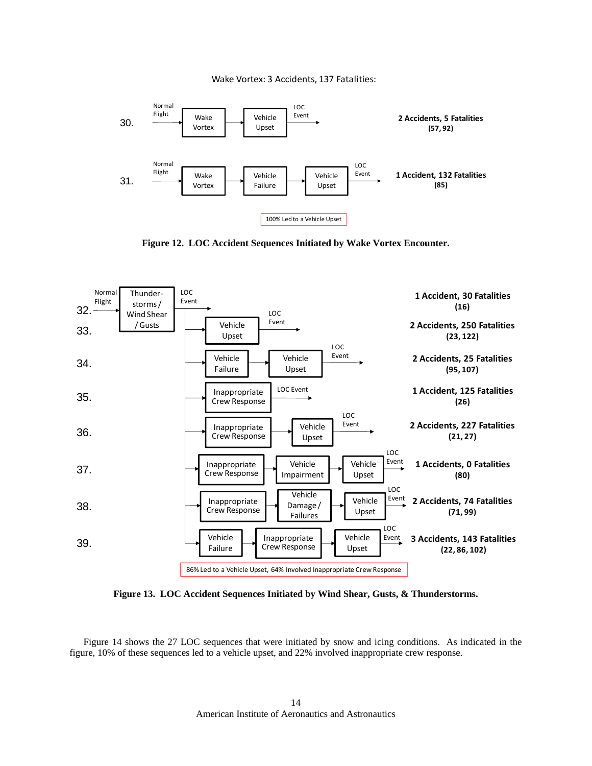Wake Vortex: 3 Accidents, 137 Fatalities:

30. Normal Flight → Wake Vortex → Vehicle Upset → LOC Event — **2 Accidents, 5 Fatalities (57, 92)**

31. Normal Flight → Wake Vortex → Vehicle Failure → Vehicle Upset → LOC Event — **1 Accident, 132 Fatalities (85)**

100% Led to a Vehicle Upset

**Figure 12. LOC Accident Sequences Initiated by Wake Vortex Encounter.**

32. Normal Flight → Thunder-storms / Wind Shear / Gusts → LOC Event — **1 Accident, 30 Fatalities (16)**

33. → Vehicle Upset → LOC Event — **2 Accidents, 250 Fatalities (23, 122)**

34. → Vehicle Failure → Vehicle Upset → LOC Event — **2 Accidents, 25 Fatalities (95, 107)**

35. → Inappropriate Crew Response → LOC Event — **1 Accident, 125 Fatalities (26)**

36. → Inappropriate Crew Response → Vehicle Upset → LOC Event — **2 Accidents, 227 Fatalities (21, 27)**

37. → Inappropriate Crew Response → Vehicle Impairment → Vehicle Upset → LOC Event — **1 Accidents, 0 Fatalities (80)**

38. → Inappropriate Crew Response → Vehicle Damage / Failures → Vehicle Upset → LOC Event — **2 Accidents, 74 Fatalities (71, 99)**

39. → Vehicle Failure → Inappropriate Crew Response → Vehicle Upset → LOC Event — **3 Accidents, 143 Fatalities (22, 86, 102)**

86% Led to a Vehicle Upset, 64% Involved Inappropriate Crew Response

**Figure 13. LOC Accident Sequences Initiated by Wind Shear, Gusts, & Thunderstorms.**

Figure 14 shows the 27 LOC sequences that were initiated by snow and icing conditions. As indicated in the figure, 10% of these sequences led to a vehicle upset, and 22% involved inappropriate crew response.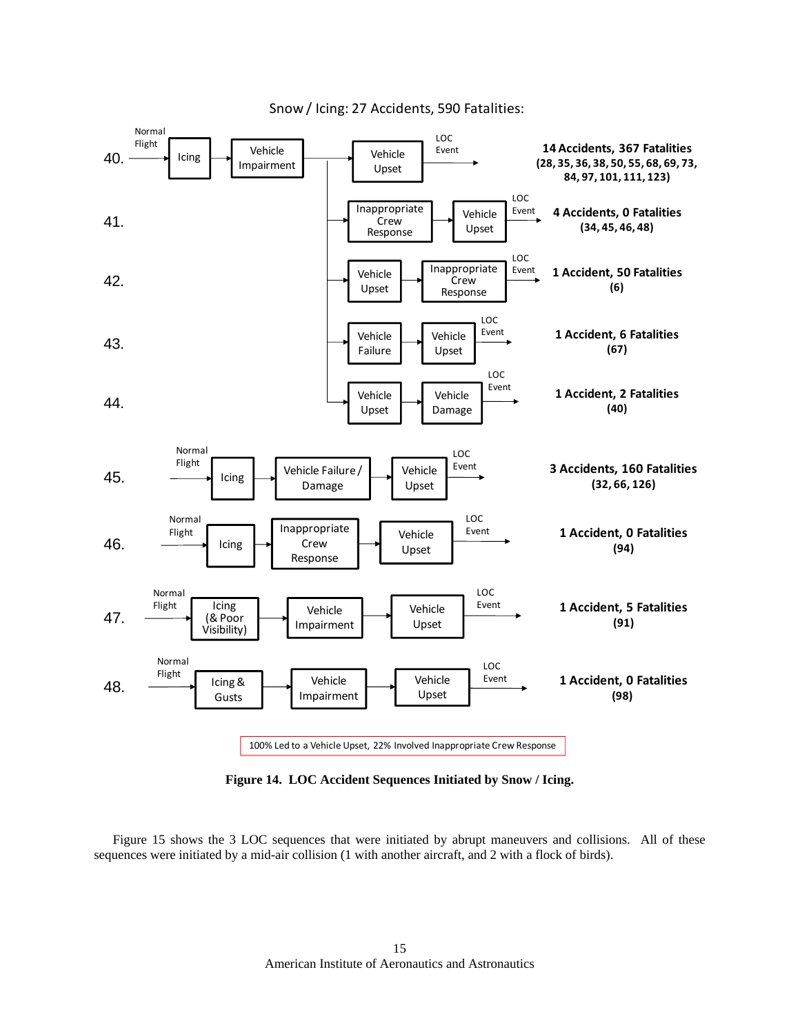Snow / Icing: 27 Accidents, 590 Fatalities:

| No. | Sequence | Result |
| --- | --- | --- |
| 40. | Normal Flight → Icing → Vehicle Impairment → Vehicle Upset → LOC Event | 14 Accidents, 367 Fatalities (28, 35, 36, 38, 50, 55, 68, 69, 73, 84, 97, 101, 111, 123) |
| 41. | (Vehicle Impairment) → Inappropriate Crew Response → Vehicle Upset → LOC Event | 4 Accidents, 0 Fatalities (34, 45, 46, 48) |
| 42. | (Vehicle Impairment) → Vehicle Upset → Inappropriate Crew Response → LOC Event | 1 Accident, 50 Fatalities (6) |
| 43. | (Vehicle Impairment) → Vehicle Failure → Vehicle Upset → LOC Event | 1 Accident, 6 Fatalities (67) |
| 44. | (Vehicle Impairment) → Vehicle Upset → Vehicle Damage → LOC Event | 1 Accident, 2 Fatalities (40) |
| 45. | Normal Flight → Icing → Vehicle Failure / Damage → Vehicle Upset → LOC Event | 3 Accidents, 160 Fatalities (32, 66, 126) |
| 46. | Normal Flight → Icing → Inappropriate Crew Response → Vehicle Upset → LOC Event | 1 Accident, 0 Fatalities (94) |
| 47. | Normal Flight → Icing (& Poor Visibility) → Vehicle Impairment → Vehicle Upset → LOC Event | 1 Accident, 5 Fatalities (91) |
| 48. | Normal Flight → Icing & Gusts → Vehicle Impairment → Vehicle Upset → LOC Event | 1 Accident, 0 Fatalities (98) |

100% Led to a Vehicle Upset, 22% Involved Inappropriate Crew Response

**Figure 14. LOC Accident Sequences Initiated by Snow / Icing.**

Figure 15 shows the 3 LOC sequences that were initiated by abrupt maneuvers and collisions. All of these sequences were initiated by a mid-air collision (1 with another aircraft, and 2 with a flock of birds).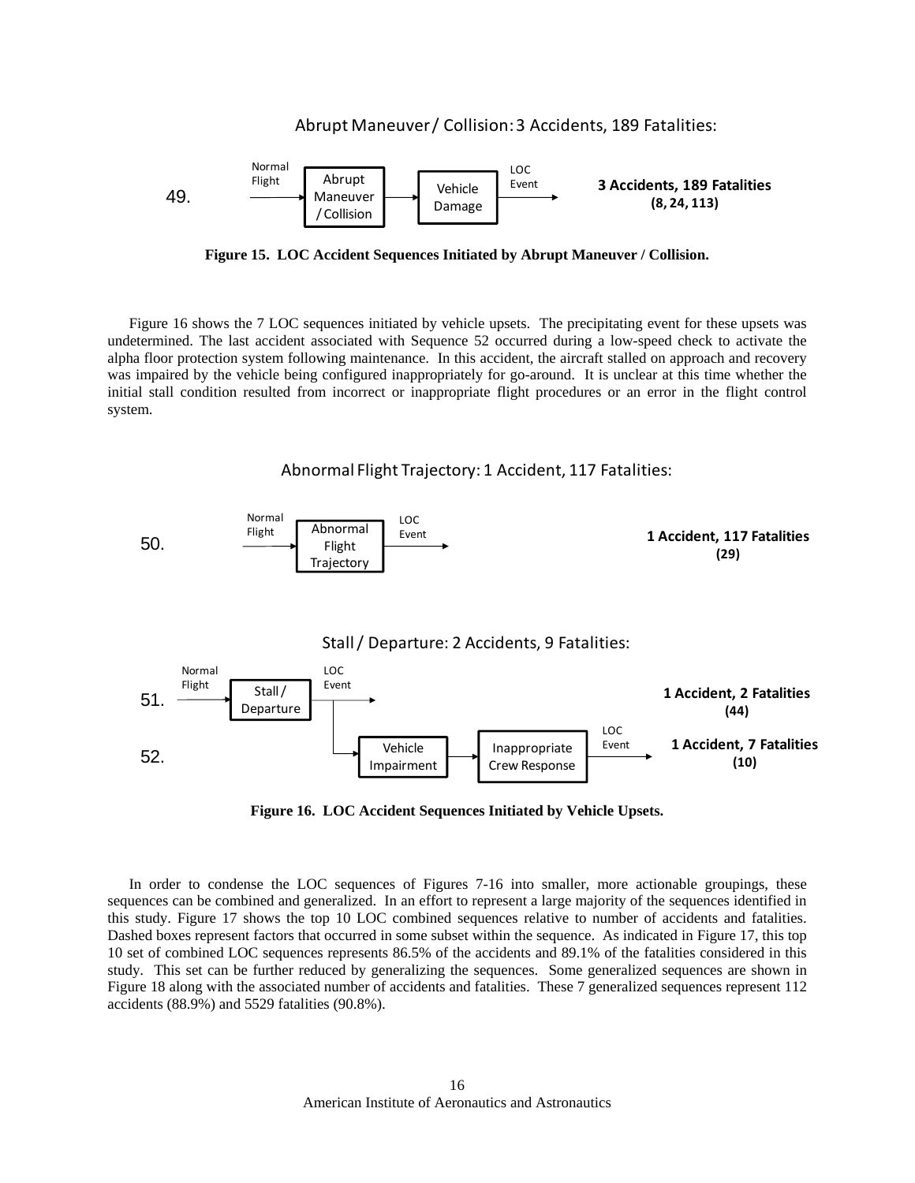Abrupt Maneuver / Collision: 3 Accidents, 189 Fatalities:

49. Normal Flight → Abrupt Maneuver / Collision → Vehicle Damage → LOC Event → **3 Accidents, 189 Fatalities (8, 24, 113)**

**Figure 15. LOC Accident Sequences Initiated by Abrupt Maneuver / Collision.**

Figure 16 shows the 7 LOC sequences initiated by vehicle upsets. The precipitating event for these upsets was undetermined. The last accident associated with Sequence 52 occurred during a low-speed check to activate the alpha floor protection system following maintenance. In this accident, the aircraft stalled on approach and recovery was impaired by the vehicle being configured inappropriately for go-around. It is unclear at this time whether the initial stall condition resulted from incorrect or inappropriate flight procedures or an error in the flight control system.

Abnormal Flight Trajectory: 1 Accident, 117 Fatalities:

50. Normal Flight → Abnormal Flight Trajectory → LOC Event → **1 Accident, 117 Fatalities (29)**

Stall / Departure: 2 Accidents, 9 Fatalities:

51. Normal Flight → Stall / Departure → LOC Event → **1 Accident, 2 Fatalities (44)**

52. Normal Flight → Stall / Departure → Vehicle Impairment → Inappropriate Crew Response → LOC Event → **1 Accident, 7 Fatalities (10)**

**Figure 16. LOC Accident Sequences Initiated by Vehicle Upsets.**

In order to condense the LOC sequences of Figures 7-16 into smaller, more actionable groupings, these sequences can be combined and generalized. In an effort to represent a large majority of the sequences identified in this study. Figure 17 shows the top 10 LOC combined sequences relative to number of accidents and fatalities. Dashed boxes represent factors that occurred in some subset within the sequence. As indicated in Figure 17, this top 10 set of combined LOC sequences represents 86.5% of the accidents and 89.1% of the fatalities considered in this study. This set can be further reduced by generalizing the sequences. Some generalized sequences are shown in Figure 18 along with the associated number of accidents and fatalities. These 7 generalized sequences represent 112 accidents (88.9%) and 5529 fatalities (90.8%).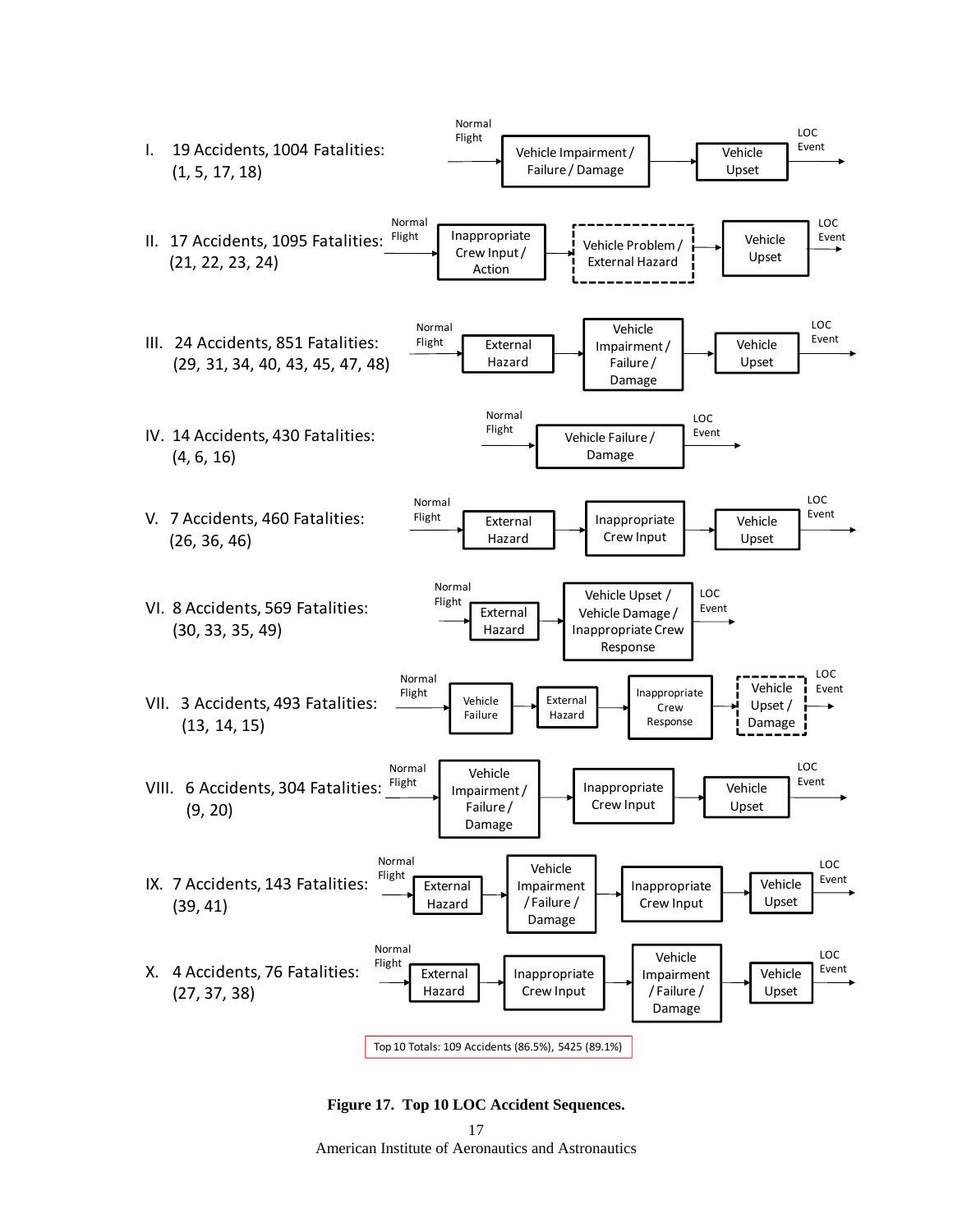I. 19 Accidents, 1004 Fatalities: (1, 5, 17, 18)

Normal Flight → Vehicle Impairment / Failure / Damage → Vehicle Upset → LOC Event

II. 17 Accidents, 1095 Fatalities: (21, 22, 23, 24)

Normal Flight → Inappropriate Crew Input / Action → Vehicle Problem / External Hazard → Vehicle Upset → LOC Event

III. 24 Accidents, 851 Fatalities: (29, 31, 34, 40, 43, 45, 47, 48)

Normal Flight → External Hazard → Vehicle Impairment / Failure / Damage → Vehicle Upset → LOC Event

IV. 14 Accidents, 430 Fatalities: (4, 6, 16)

Normal Flight → Vehicle Failure / Damage → LOC Event

V. 7 Accidents, 460 Fatalities: (26, 36, 46)

Normal Flight → External Hazard → Inappropriate Crew Input → Vehicle Upset → LOC Event

VI. 8 Accidents, 569 Fatalities: (30, 33, 35, 49)

Normal Flight → External Hazard → Vehicle Upset / Vehicle Damage / Inappropriate Crew Response → LOC Event

VII. 3 Accidents, 493 Fatalities: (13, 14, 15)

Normal Flight → Vehicle Failure → External Hazard → Inappropriate Crew Response → Vehicle Upset / Damage → LOC Event

VIII. 6 Accidents, 304 Fatalities: (9, 20)

Normal Flight → Vehicle Impairment / Failure / Damage → Inappropriate Crew Input → Vehicle Upset → LOC Event

IX. 7 Accidents, 143 Fatalities: (39, 41)

Normal Flight → External Hazard → Vehicle Impairment / Failure / Damage → Inappropriate Crew Input → Vehicle Upset → LOC Event

X. 4 Accidents, 76 Fatalities: (27, 37, 38)

Normal Flight → External Hazard → Inappropriate Crew Input → Vehicle Impairment / Failure / Damage → Vehicle Upset → LOC Event

Top 10 Totals: 109 Accidents (86.5%), 5425 (89.1%)

**Figure 17. Top 10 LOC Accident Sequences.**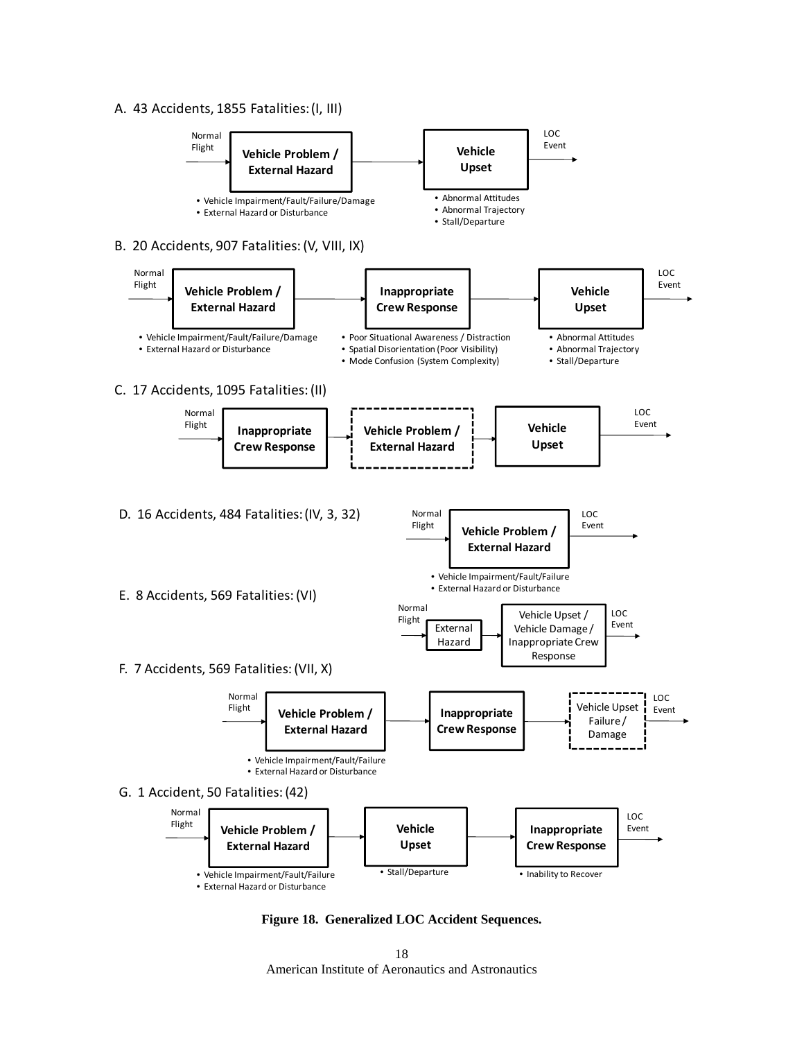A. 43 Accidents, 1855 Fatalities: (I, III)

Normal Flight → **Vehicle Problem / External Hazard** → **Vehicle Upset** → LOC Event

- Vehicle Impairment/Fault/Failure/Damage
- External Hazard or Disturbance

- Abnormal Attitudes
- Abnormal Trajectory
- Stall/Departure

B. 20 Accidents, 907 Fatalities: (V, VIII, IX)

Normal Flight → **Vehicle Problem / External Hazard** → **Inappropriate Crew Response** → **Vehicle Upset** → LOC Event

- Vehicle Impairment/Fault/Failure/Damage
- External Hazard or Disturbance

- Poor Situational Awareness / Distraction
- Spatial Disorientation (Poor Visibility)
- Mode Confusion (System Complexity)

- Abnormal Attitudes
- Abnormal Trajectory
- Stall/Departure

C. 17 Accidents, 1095 Fatalities: (II)

Normal Flight → **Inappropriate Crew Response** → **Vehicle Problem / External Hazard** → **Vehicle Upset** → LOC Event

D. 16 Accidents, 484 Fatalities: (IV, 3, 32)

Normal Flight → **Vehicle Problem / External Hazard** → LOC Event

- Vehicle Impairment/Fault/Failure
- External Hazard or Disturbance

E. 8 Accidents, 569 Fatalities: (VI)

Normal Flight → External Hazard → Vehicle Upset / Vehicle Damage / Inappropriate Crew Response → LOC Event

F. 7 Accidents, 569 Fatalities: (VII, X)

Normal Flight → **Vehicle Problem / External Hazard** → **Inappropriate Crew Response** → Vehicle Upset Failure / Damage → LOC Event

- Vehicle Impairment/Fault/Failure
- External Hazard or Disturbance

G. 1 Accident, 50 Fatalities: (42)

Normal Flight → **Vehicle Problem / External Hazard** → **Vehicle Upset** → **Inappropriate Crew Response** → LOC Event

- Vehicle Impairment/Fault/Failure
- External Hazard or Disturbance

- Stall/Departure

- Inability to Recover

**Figure 18. Generalized LOC Accident Sequences.**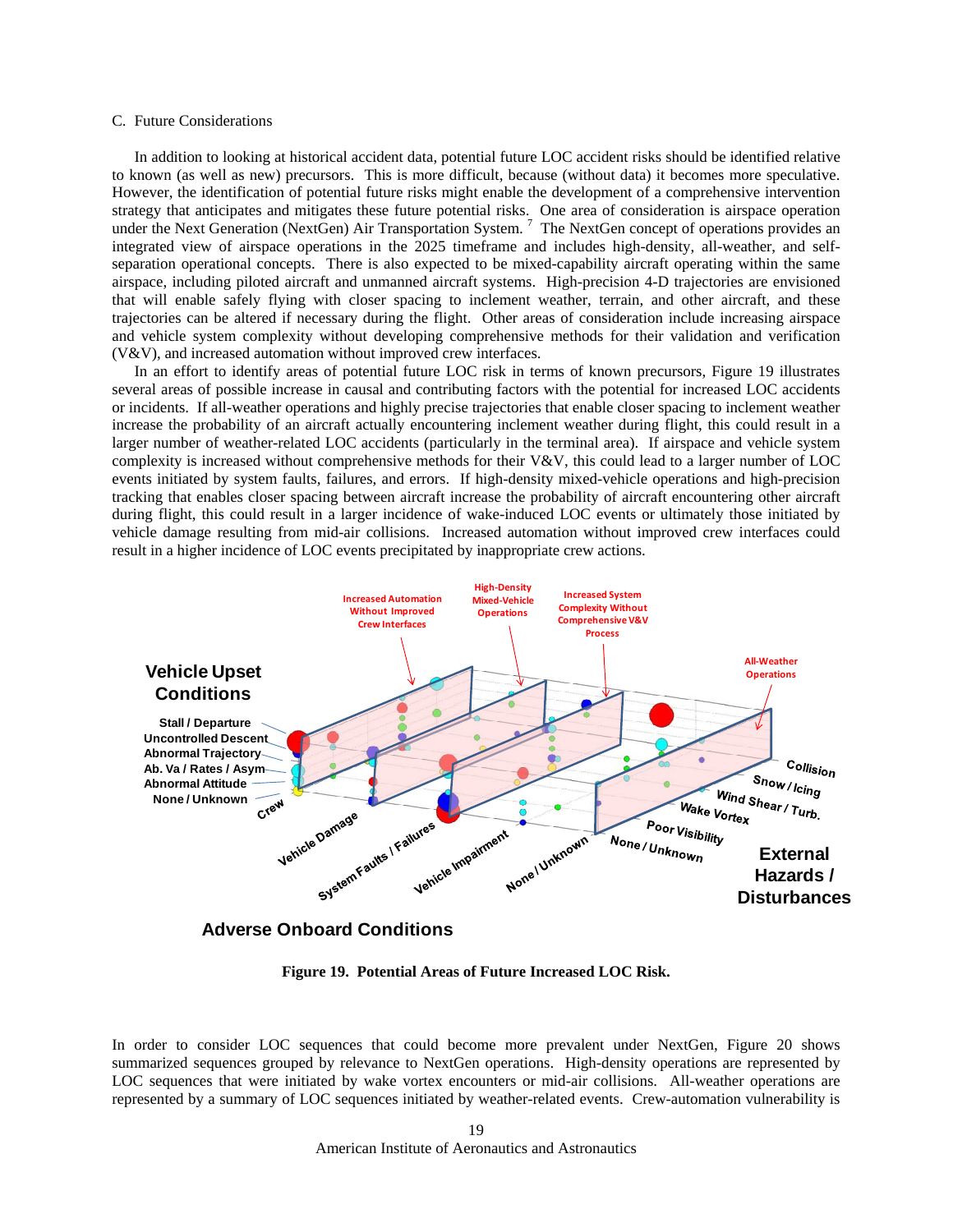C. Future Considerations

In addition to looking at historical accident data, potential future LOC accident risks should be identified relative to known (as well as new) precursors. This is more difficult, because (without data) it becomes more speculative. However, the identification of potential future risks might enable the development of a comprehensive intervention strategy that anticipates and mitigates these future potential risks. One area of consideration is airspace operation under the Next Generation (NextGen) Air Transportation System. [7] The NextGen concept of operations provides an integrated view of airspace operations in the 2025 timeframe and includes high-density, all-weather, and self-separation operational concepts. There is also expected to be mixed-capability aircraft operating within the same airspace, including piloted aircraft and unmanned aircraft systems. High-precision 4-D trajectories are envisioned that will enable safely flying with closer spacing to inclement weather, terrain, and other aircraft, and these trajectories can be altered if necessary during the flight. Other areas of consideration include increasing airspace and vehicle system complexity without developing comprehensive methods for their validation and verification (V&V), and increased automation without improved crew interfaces.

In an effort to identify areas of potential future LOC risk in terms of known precursors, Figure 19 illustrates several areas of possible increase in causal and contributing factors with the potential for increased LOC accidents or incidents. If all-weather operations and highly precise trajectories that enable closer spacing to inclement weather increase the probability of an aircraft actually encountering inclement weather during flight, this could result in a larger number of weather-related LOC accidents (particularly in the terminal area). If airspace and vehicle system complexity is increased without comprehensive methods for their V&V, this could lead to a larger number of LOC events initiated by system faults, failures, and errors. If high-density mixed-vehicle operations and high-precision tracking that enables closer spacing between aircraft increase the probability of aircraft encountering other aircraft during flight, this could result in a larger incidence of wake-induced LOC events or ultimately those initiated by vehicle damage resulting from mid-air collisions. Increased automation without improved crew interfaces could result in a higher incidence of LOC events precipitated by inappropriate crew actions.

Figure 19. Potential Areas of Future Increased LOC Risk.

In order to consider LOC sequences that could become more prevalent under NextGen, Figure 20 shows summarized sequences grouped by relevance to NextGen operations. High-density operations are represented by LOC sequences that were initiated by wake vortex encounters or mid-air collisions. All-weather operations are represented by a summary of LOC sequences initiated by weather-related events. Crew-automation vulnerability is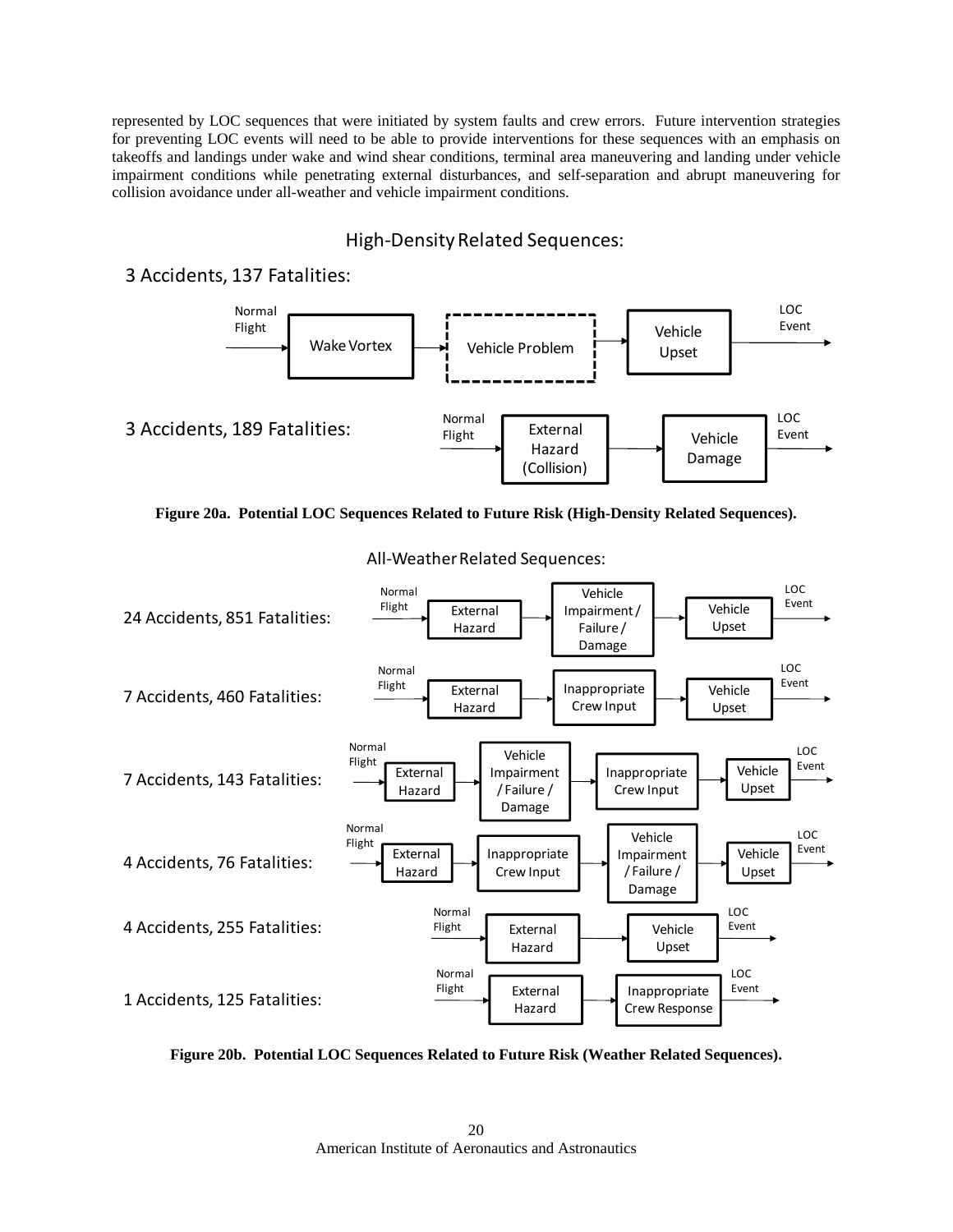represented by LOC sequences that were initiated by system faults and crew errors. Future intervention strategies for preventing LOC events will need to be able to provide interventions for these sequences with an emphasis on takeoffs and landings under wake and wind shear conditions, terminal area maneuvering and landing under vehicle impairment conditions while penetrating external disturbances, and self-separation and abrupt maneuvering for collision avoidance under all-weather and vehicle impairment conditions.

High-Density Related Sequences:

3 Accidents, 137 Fatalities: Normal Flight → Wake Vortex → Vehicle Problem → Vehicle Upset → LOC Event

3 Accidents, 189 Fatalities: Normal Flight → External Hazard (Collision) → Vehicle Damage → LOC Event

**Figure 20a. Potential LOC Sequences Related to Future Risk (High-Density Related Sequences).**

All-Weather Related Sequences:

24 Accidents, 851 Fatalities: Normal Flight → External Hazard → Vehicle Impairment / Failure / Damage → Vehicle Upset → LOC Event

7 Accidents, 460 Fatalities: Normal Flight → External Hazard → Inappropriate Crew Input → Vehicle Upset → LOC Event

7 Accidents, 143 Fatalities: Normal Flight → External Hazard → Vehicle Impairment / Failure / Damage → Inappropriate Crew Input → Vehicle Upset → LOC Event

4 Accidents, 76 Fatalities: Normal Flight → External Hazard → Inappropriate Crew Input → Vehicle Impairment / Failure / Damage → Vehicle Upset → LOC Event

4 Accidents, 255 Fatalities: Normal Flight → External Hazard → Vehicle Upset → LOC Event

1 Accidents, 125 Fatalities: Normal Flight → External Hazard → Inappropriate Crew Response → LOC Event

**Figure 20b. Potential LOC Sequences Related to Future Risk (Weather Related Sequences).**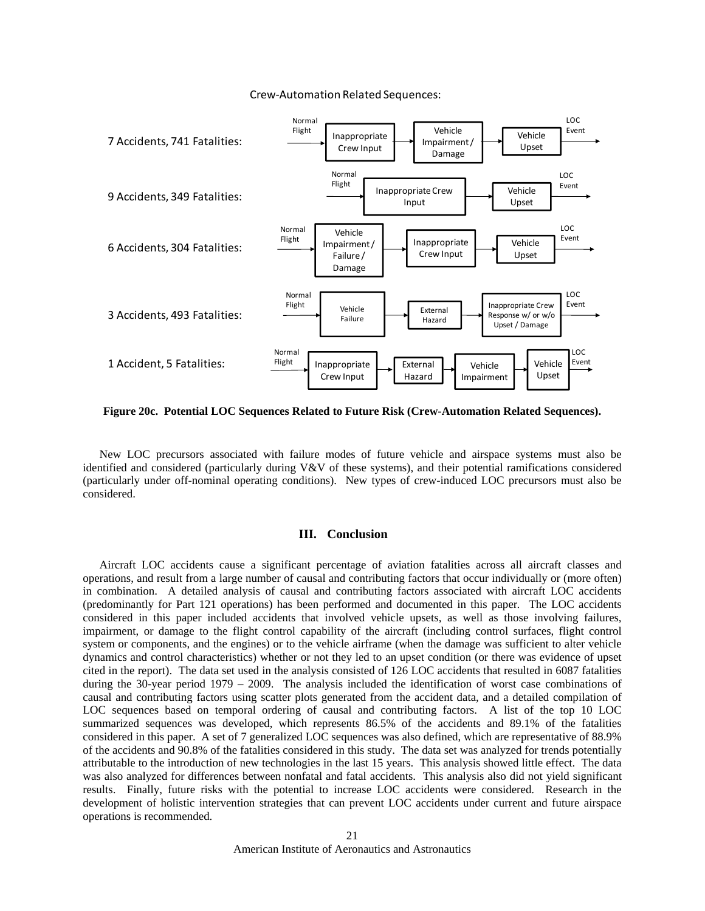Crew-Automation Related Sequences:

7 Accidents, 741 Fatalities: Normal Flight → Inappropriate Crew Input → Vehicle Impairment / Damage → Vehicle Upset → LOC Event

9 Accidents, 349 Fatalities: Normal Flight → Inappropriate Crew Input → Vehicle Upset → LOC Event

6 Accidents, 304 Fatalities: Normal Flight → Vehicle Impairment / Failure / Damage → Inappropriate Crew Input → Vehicle Upset → LOC Event

3 Accidents, 493 Fatalities: Normal Flight → Vehicle Failure → External Hazard → Inappropriate Crew Response w/ or w/o Upset / Damage → LOC Event

1 Accident, 5 Fatalities: Normal Flight → Inappropriate Crew Input → External Hazard → Vehicle Impairment → Vehicle Upset → LOC Event

**Figure 20c. Potential LOC Sequences Related to Future Risk (Crew-Automation Related Sequences).**

New LOC precursors associated with failure modes of future vehicle and airspace systems must also be identified and considered (particularly during V&V of these systems), and their potential ramifications considered (particularly under off-nominal operating conditions). New types of crew-induced LOC precursors must also be considered.

## III. Conclusion

Aircraft LOC accidents cause a significant percentage of aviation fatalities across all aircraft classes and operations, and result from a large number of causal and contributing factors that occur individually or (more often) in combination. A detailed analysis of causal and contributing factors associated with aircraft LOC accidents (predominantly for Part 121 operations) has been performed and documented in this paper. The LOC accidents considered in this paper included accidents that involved vehicle upsets, as well as those involving failures, impairment, or damage to the flight control capability of the aircraft (including control surfaces, flight control system or components, and the engines) or to the vehicle airframe (when the damage was sufficient to alter vehicle dynamics and control characteristics) whether or not they led to an upset condition (or there was evidence of upset cited in the report). The data set used in the analysis consisted of 126 LOC accidents that resulted in 6087 fatalities during the 30-year period 1979 – 2009. The analysis included the identification of worst case combinations of causal and contributing factors using scatter plots generated from the accident data, and a detailed compilation of LOC sequences based on temporal ordering of causal and contributing factors. A list of the top 10 LOC summarized sequences was developed, which represents 86.5% of the accidents and 89.1% of the fatalities considered in this paper. A set of 7 generalized LOC sequences was also defined, which are representative of 88.9% of the accidents and 90.8% of the fatalities considered in this study. The data set was analyzed for trends potentially attributable to the introduction of new technologies in the last 15 years. This analysis showed little effect. The data was also analyzed for differences between nonfatal and fatal accidents. This analysis also did not yield significant results. Finally, future risks with the potential to increase LOC accidents were considered. Research in the development of holistic intervention strategies that can prevent LOC accidents under current and future airspace operations is recommended.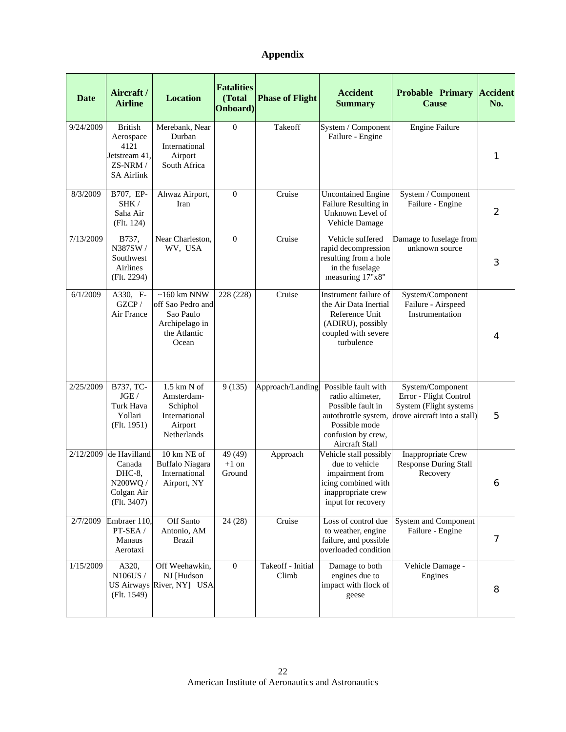# Appendix

| Date | Aircraft / Airline | Location | Fatalities (Total Onboard) | Phase of Flight | Accident Summary | Probable Primary Cause | Accident No. |
|---|---|---|---|---|---|---|---|
| 9/24/2009 | British Aerospace 4121 Jetstream 41, ZS-NRM / SA Airlink | Merebank, Near Durban International Airport South Africa | 0 | Takeoff | System / Component Failure - Engine | Engine Failure | 1 |
| 8/3/2009 | B707, EP-SHK / Saha Air (Flt. 124) | Ahwaz Airport, Iran | 0 | Cruise | Uncontained Engine Failure Resulting in Unknown Level of Vehicle Damage | System / Component Failure - Engine | 2 |
| 7/13/2009 | B737, N387SW / Southwest Airlines (Flt. 2294) | Near Charleston, WV, USA | 0 | Cruise | Vehicle suffered rapid decompression resulting from a hole in the fuselage measuring 17"x8" | Damage to fuselage from unknown source | 3 |
| 6/1/2009 | A330, F-GZCP / Air France | ~160 km NNW off Sao Pedro and Sao Paulo Archipelago in the Atlantic Ocean | 228 (228) | Cruise | Instrument failure of the Air Data Inertial Reference Unit (ADIRU), possibly coupled with severe turbulence | System/Component Failure - Airspeed Instrumentation | 4 |
| 2/25/2009 | B737, TC-JGE / Turk Hava Yollari (Flt. 1951) | 1.5 km N of Amsterdam-Schiphol International Airport Netherlands | 9 (135) | Approach/Landing | Possible fault with radio altimeter, Possible fault in autothrottle system, Possible mode confusion by crew, Aircraft Stall | System/Component Error - Flight Control System (Flight systems drove aircraft into a stall) | 5 |
| 2/12/2009 | de Havilland Canada DHC-8, N200WQ / Colgan Air (Flt. 3407) | 10 km NE of Buffalo Niagara International Airport, NY | 49 (49) +1 on Ground | Approach | Vehicle stall possibly due to vehicle impairment from icing combined with inappropriate crew input for recovery | Inappropriate Crew Response During Stall Recovery | 6 |
| 2/7/2009 | Embraer 110, PT-SEA / Manaus Aerotaxi | Off Santo Antonio, AM Brazil | 24 (28) | Cruise | Loss of control due to weather, engine failure, and possible overloaded condition | System and Component Failure - Engine | 7 |
| 1/15/2009 | A320, N106US / US Airways (Flt. 1549) | Off Weehawkin, NJ [Hudson River, NY] USA | 0 | Takeoff - Initial Climb | Damage to both engines due to impact with flock of geese | Vehicle Damage - Engines | 8 |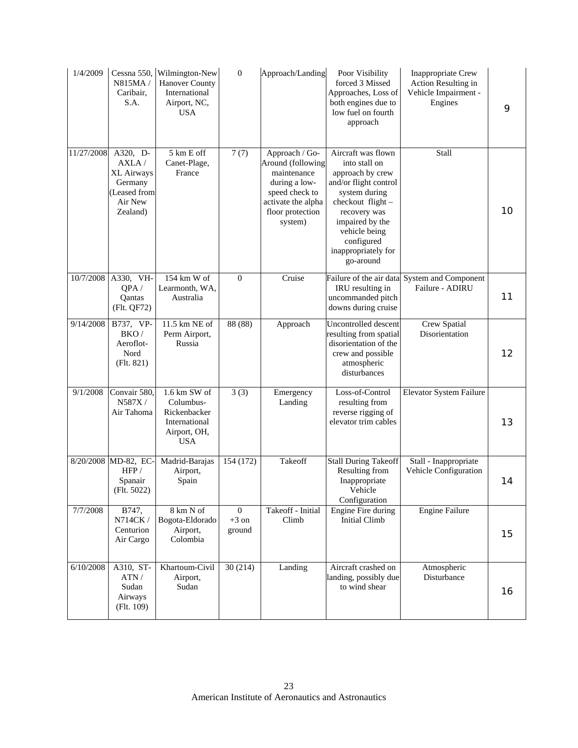| 1/4/2009 | Cessna 550, N815MA / Caribair, S.A. | Wilmington-New Hanover County International Airport, NC, USA | 0 | Approach/Landing | Poor Visibility forced 3 Missed Approaches, Loss of both engines due to low fuel on fourth approach | Inappropriate Crew Action Resulting in Vehicle Impairment - Engines | 9 |
|---|---|---|---|---|---|---|---|
| 11/27/2008 | A320, D-AXLA / XL Airways Germany (Leased from Air New Zealand) | 5 km E off Canet-Plage, France | 7 (7) | Approach / Go-Around (following maintenance during a low-speed check to activate the alpha floor protection system) | Aircraft was flown into stall on approach by crew and/or flight control system during checkout flight – recovery was impaired by the vehicle being configured inappropriately for go-around | Stall | 10 |
| 10/7/2008 | A330, VH-QPA / Qantas (Flt. QF72) | 154 km W of Learmonth, WA, Australia | 0 | Cruise | Failure of the air data IRU resulting in uncommanded pitch downs during cruise | System and Component Failure - ADIRU | 11 |
| 9/14/2008 | B737, VP-BKO / Aeroflot-Nord (Flt. 821) | 11.5 km NE of Perm Airport, Russia | 88 (88) | Approach | Uncontrolled descent resulting from spatial disorientation of the crew and possible atmospheric disturbances | Crew Spatial Disorientation | 12 |
| 9/1/2008 | Convair 580, N587X / Air Tahoma | 1.6 km SW of Columbus-Rickenbacker International Airport, OH, USA | 3 (3) | Emergency Landing | Loss-of-Control resulting from reverse rigging of elevator trim cables | Elevator System Failure | 13 |
| 8/20/2008 | MD-82, EC-HFP / Spanair (Flt. 5022) | Madrid-Barajas Airport, Spain | 154 (172) | Takeoff | Stall During Takeoff Resulting from Inappropriate Vehicle Configuration | Stall - Inappropriate Vehicle Configuration | 14 |
| 7/7/2008 | B747, N714CK / Centurion Air Cargo | 8 km N of Bogota-Eldorado Airport, Colombia | 0 +3 on ground | Takeoff - Initial Climb | Engine Fire during Initial Climb | Engine Failure | 15 |
| 6/10/2008 | A310, ST-ATN / Sudan Airways (Flt. 109) | Khartoum-Civil Airport, Sudan | 30 (214) | Landing | Aircraft crashed on landing, possibly due to wind shear | Atmospheric Disturbance | 16 |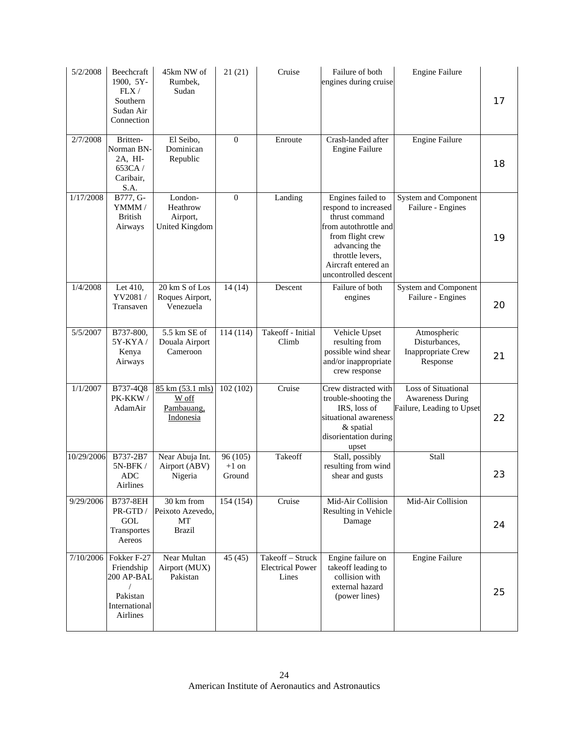| 5/2/2008 | Beechcraft 1900, 5Y-FLX / Southern Sudan Air Connection | 45km NW of Rumbek, Sudan | 21 (21) | Cruise | Failure of both engines during cruise | Engine Failure | 17 |
|---|---|---|---|---|---|---|---|
| 2/7/2008 | Britten-Norman BN-2A, HI-653CA / Caribair, S.A. | El Seibo, Dominican Republic | 0 | Enroute | Crash-landed after Engine Failure | Engine Failure | 18 |
| 1/17/2008 | B777, G-YMMM / British Airways | London-Heathrow Airport, United Kingdom | 0 | Landing | Engines failed to respond to increased thrust command from autothrottle and from flight crew advancing the throttle levers, Aircraft entered an uncontrolled descent | System and Component Failure - Engines | 19 |
| 1/4/2008 | Let 410, YV2081 / Transaven | 20 km S of Los Roques Airport, Venezuela | 14 (14) | Descent | Failure of both engines | System and Component Failure - Engines | 20 |
| 5/5/2007 | B737-800, 5Y-KYA / Kenya Airways | 5.5 km SE of Douala Airport Cameroon | 114 (114) | Takeoff - Initial Climb | Vehicle Upset resulting from possible wind shear and/or inappropriate crew response | Atmospheric Disturbances, Inappropriate Crew Response | 21 |
| 1/1/2007 | B737-4Q8 PK-KKW / AdamAir | 85 km (53.1 mls) W off Pambauang, Indonesia | 102 (102) | Cruise | Crew distracted with trouble-shooting the IRS, loss of situational awareness & spatial disorientation during upset | Loss of Situational Awareness During Failure, Leading to Upset | 22 |
| 10/29/2006 | B737-2B7 5N-BFK / ADC Airlines | Near Abuja Int. Airport (ABV) Nigeria | 96 (105) +1 on Ground | Takeoff | Stall, possibly resulting from wind shear and gusts | Stall | 23 |
| 9/29/2006 | B737-8EH PR-GTD / GOL Transportes Aereos | 30 km from Peixoto Azevedo, MT Brazil | 154 (154) | Cruise | Mid-Air Collision Resulting in Vehicle Damage | Mid-Air Collision | 24 |
| 7/10/2006 | Fokker F-27 Friendship 200 AP-BAL / Pakistan International Airlines | Near Multan Airport (MUX) Pakistan | 45 (45) | Takeoff – Struck Electrical Power Lines | Engine failure on takeoff leading to collision with external hazard (power lines) | Engine Failure | 25 |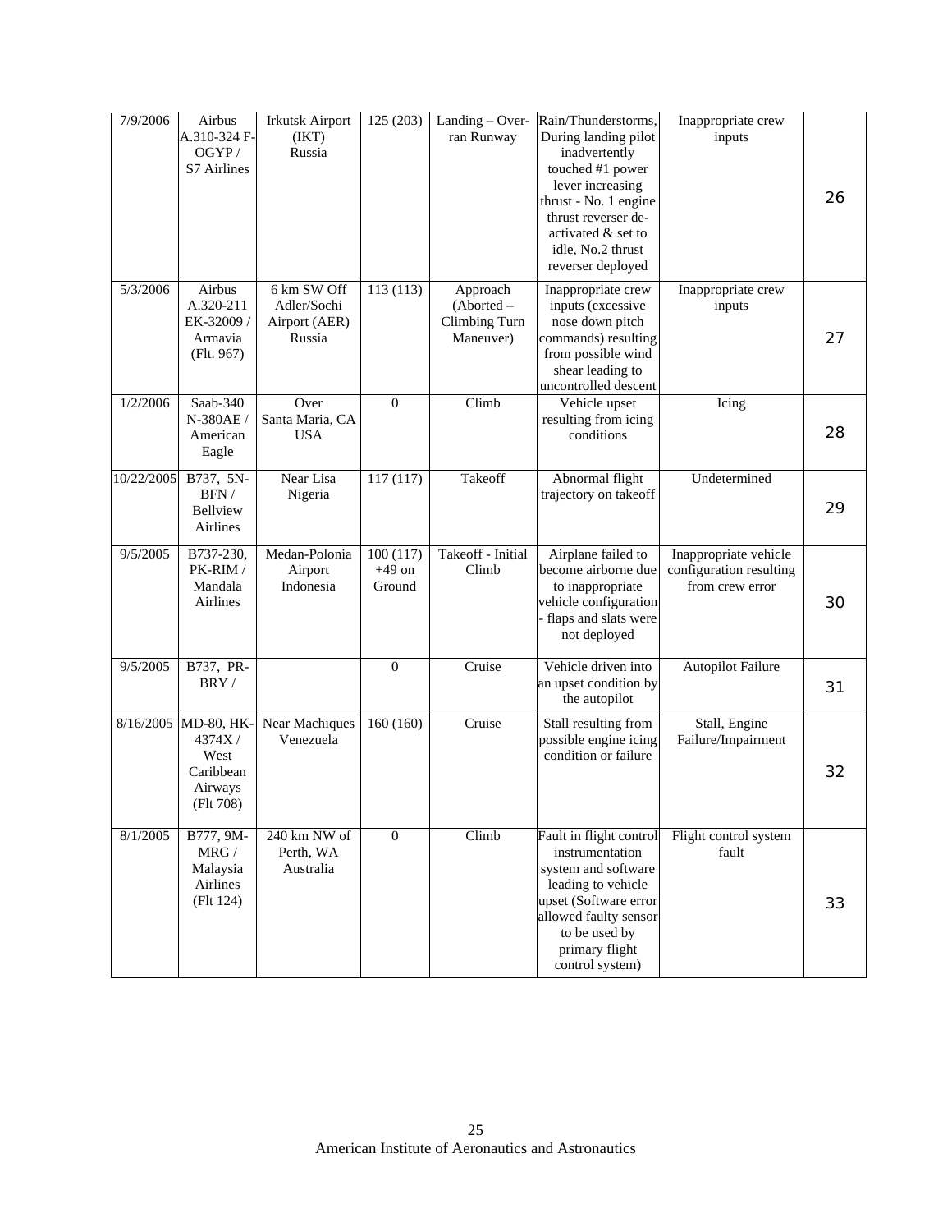| | | | | | | | |
|---|---|---|---|---|---|---|---|
| 7/9/2006 | Airbus A.310-324 F-OGYP / S7 Airlines | Irkutsk Airport (IKT) Russia | 125 (203) | Landing – Over-ran Runway | Rain/Thunderstorms, During landing pilot inadvertently touched #1 power lever increasing thrust - No. 1 engine thrust reverser de-activated & set to idle, No.2 thrust reverser deployed | Inappropriate crew inputs | 26 |
| 5/3/2006 | Airbus A.320-211 EK-32009 / Armavia (Flt. 967) | 6 km SW Off Adler/Sochi Airport (AER) Russia | 113 (113) | Approach (Aborted – Climbing Turn Maneuver) | Inappropriate crew inputs (excessive nose down pitch commands) resulting from possible wind shear leading to uncontrolled descent | Inappropriate crew inputs | 27 |
| 1/2/2006 | Saab-340 N-380AE / American Eagle | Over Santa Maria, CA USA | 0 | Climb | Vehicle upset resulting from icing conditions | Icing | 28 |
| 10/22/2005 | B737, 5N-BFN / Bellview Airlines | Near Lisa Nigeria | 117 (117) | Takeoff | Abnormal flight trajectory on takeoff | Undetermined | 29 |
| 9/5/2005 | B737-230, PK-RIM / Mandala Airlines | Medan-Polonia Airport Indonesia | 100 (117) +49 on Ground | Takeoff - Initial Climb | Airplane failed to become airborne due to inappropriate vehicle configuration - flaps and slats were not deployed | Inappropriate vehicle configuration resulting from crew error | 30 |
| 9/5/2005 | B737, PR-BRY / | | 0 | Cruise | Vehicle driven into an upset condition by the autopilot | Autopilot Failure | 31 |
| 8/16/2005 | MD-80, HK-4374X / West Caribbean Airways (Flt 708) | Near Machiques Venezuela | 160 (160) | Cruise | Stall resulting from possible engine icing condition or failure | Stall, Engine Failure/Impairment | 32 |
| 8/1/2005 | B777, 9M-MRG / Malaysia Airlines (Flt 124) | 240 km NW of Perth, WA Australia | 0 | Climb | Fault in flight control instrumentation system and software leading to vehicle upset (Software error allowed faulty sensor to be used by primary flight control system) | Flight control system fault | 33 |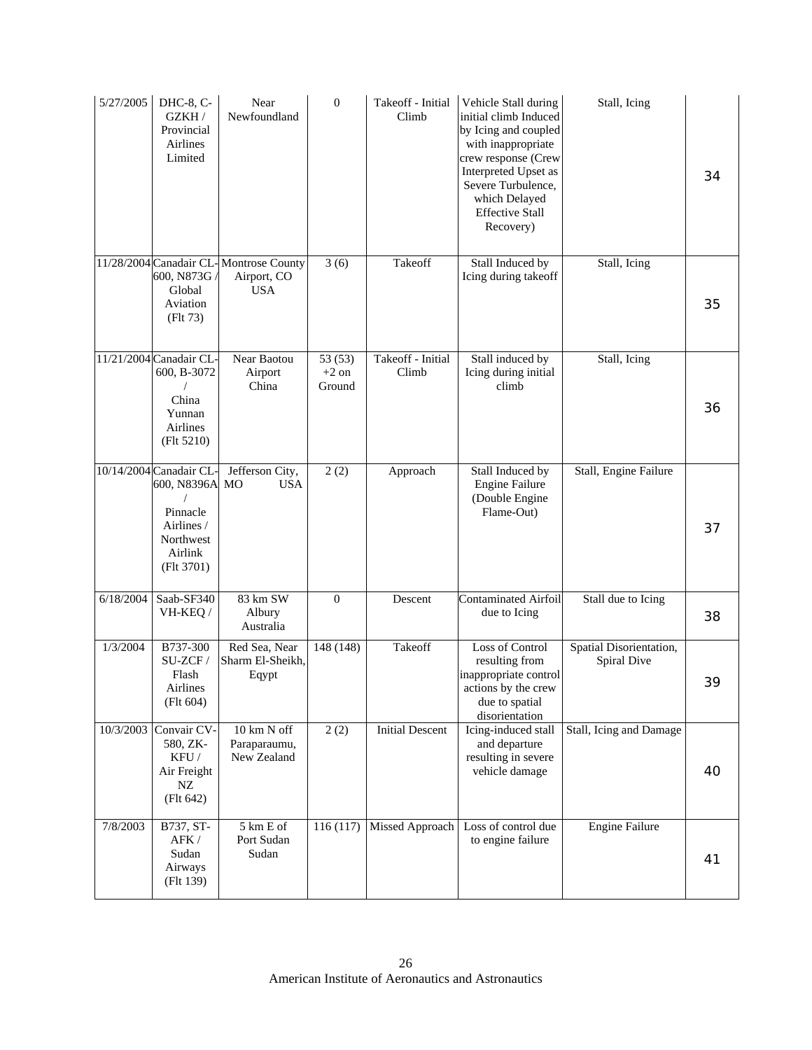| 5/27/2005 | DHC-8, C-GZKH / Provincial Airlines Limited | Near Newfoundland | 0 | Takeoff - Initial Climb | Vehicle Stall during initial climb Induced by Icing and coupled with inappropriate crew response (Crew Interpreted Upset as Severe Turbulence, which Delayed Effective Stall Recovery) | Stall, Icing | 34 |
|---|---|---|---|---|---|---|---|
| 11/28/2004 | Canadair CL-600, N873G / Global Aviation (Flt 73) | Montrose County Airport, CO USA | 3 (6) | Takeoff | Stall Induced by Icing during takeoff | Stall, Icing | 35 |
| 11/21/2004 | Canadair CL-600, B-3072 / China Yunnan Airlines (Flt 5210) | Near Baotou Airport China | 53 (53) +2 on Ground | Takeoff - Initial Climb | Stall induced by Icing during initial climb | Stall, Icing | 36 |
| 10/14/2004 | Canadair CL-600, N8396A / Pinnacle Airlines / Northwest Airlink (Flt 3701) | Jefferson City, MO USA | 2 (2) | Approach | Stall Induced by Engine Failure (Double Engine Flame-Out) | Stall, Engine Failure | 37 |
| 6/18/2004 | Saab-SF340 VH-KEQ / | 83 km SW Albury Australia | 0 | Descent | Contaminated Airfoil due to Icing | Stall due to Icing | 38 |
| 1/3/2004 | B737-300 SU-ZCF / Flash Airlines (Flt 604) | Red Sea, Near Sharm El-Sheikh, Eqypt | 148 (148) | Takeoff | Loss of Control resulting from inappropriate control actions by the crew due to spatial disorientation | Spatial Disorientation, Spiral Dive | 39 |
| 10/3/2003 | Convair CV-580, ZK-KFU / Air Freight NZ (Flt 642) | 10 km N off Paraparaumu, New Zealand | 2 (2) | Initial Descent | Icing-induced stall and departure resulting in severe vehicle damage | Stall, Icing and Damage | 40 |
| 7/8/2003 | B737, ST-AFK / Sudan Airways (Flt 139) | 5 km E of Port Sudan Sudan | 116 (117) | Missed Approach | Loss of control due to engine failure | Engine Failure | 41 |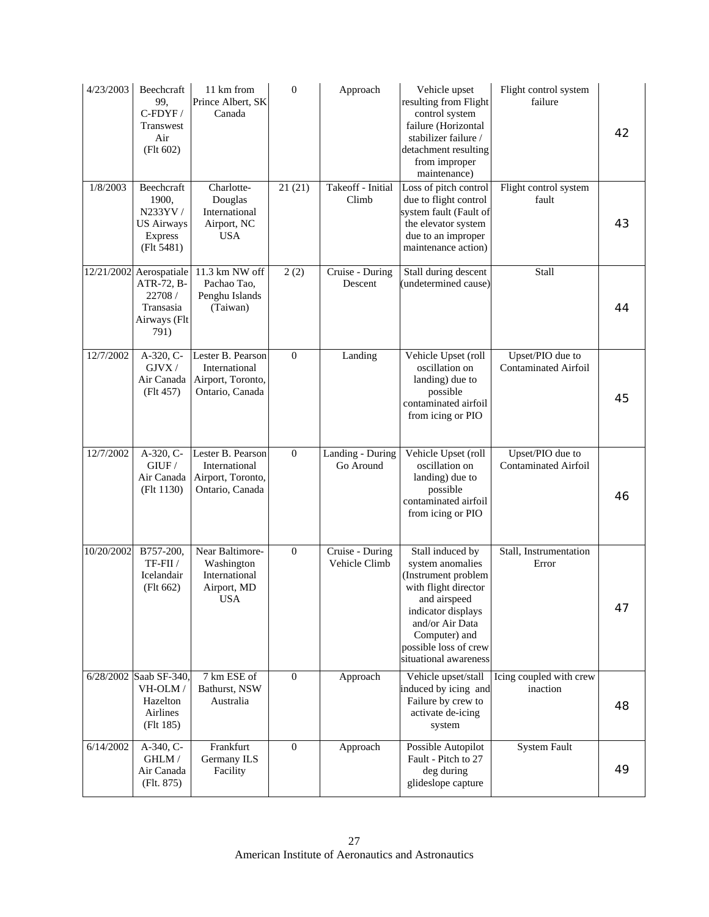| | | | | | | | |
|---|---|---|---|---|---|---|---|
| 4/23/2003 | Beechcraft 99, C-FDYF / Transwest Air (Flt 602) | 11 km from Prince Albert, SK Canada | 0 | Approach | Vehicle upset resulting from Flight control system failure (Horizontal stabilizer failure / detachment resulting from improper maintenance) | Flight control system failure | 42 |
| 1/8/2003 | Beechcraft 1900, N233YV / US Airways Express (Flt 5481) | Charlotte-Douglas International Airport, NC USA | 21 (21) | Takeoff - Initial Climb | Loss of pitch control due to flight control system fault (Fault of the elevator system due to an improper maintenance action) | Flight control system fault | 43 |
| 12/21/2002 | Aerospatiale ATR-72, B-22708 / Transasia Airways (Flt 791) | 11.3 km NW off Pachao Tao, Penghu Islands (Taiwan) | 2 (2) | Cruise - During Descent | Stall during descent (undetermined cause) | Stall | 44 |
| 12/7/2002 | A-320, C-GJVX / Air Canada (Flt 457) | Lester B. Pearson International Airport, Toronto, Ontario, Canada | 0 | Landing | Vehicle Upset (roll oscillation on landing) due to possible contaminated airfoil from icing or PIO | Upset/PIO due to Contaminated Airfoil | 45 |
| 12/7/2002 | A-320, C-GIUF / Air Canada (Flt 1130) | Lester B. Pearson International Airport, Toronto, Ontario, Canada | 0 | Landing - During Go Around | Vehicle Upset (roll oscillation on landing) due to possible contaminated airfoil from icing or PIO | Upset/PIO due to Contaminated Airfoil | 46 |
| 10/20/2002 | B757-200, TF-FII / Icelandair (Flt 662) | Near Baltimore-Washington International Airport, MD USA | 0 | Cruise - During Vehicle Climb | Stall induced by system anomalies (Instrument problem with flight director and airspeed indicator displays and/or Air Data Computer) and possible loss of crew situational awareness | Stall, Instrumentation Error | 47 |
| 6/28/2002 | Saab SF-340, VH-OLM / Hazelton Airlines (Flt 185) | 7 km ESE of Bathurst, NSW Australia | 0 | Approach | Vehicle upset/stall induced by icing and Failure by crew to activate de-icing system | Icing coupled with crew inaction | 48 |
| 6/14/2002 | A-340, C-GHLM / Air Canada (Flt. 875) | Frankfurt Germany ILS Facility | 0 | Approach | Possible Autopilot Fault - Pitch to 27 deg during glideslope capture | System Fault | 49 |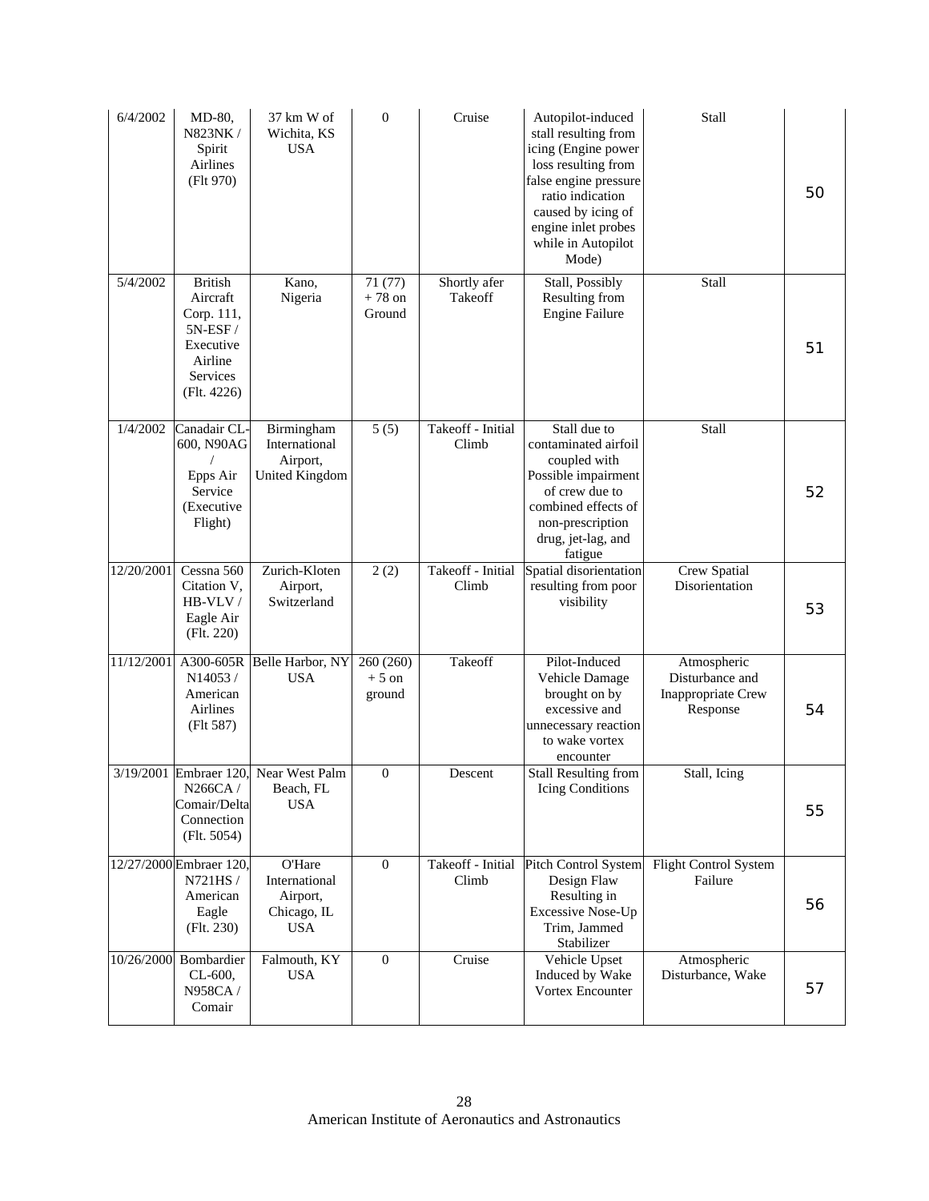| | | | | | | | |
|---|---|---|---|---|---|---|---|
| 6/4/2002 | MD-80, N823NK / Spirit Airlines (Flt 970) | 37 km W of Wichita, KS USA | 0 | Cruise | Autopilot-induced stall resulting from icing (Engine power loss resulting from false engine pressure ratio indication caused by icing of engine inlet probes while in Autopilot Mode) | Stall | 50 |
| 5/4/2002 | British Aircraft Corp. 111, 5N-ESF / Executive Airline Services (Flt. 4226) | Kano, Nigeria | 71 (77) + 78 on Ground | Shortly afer Takeoff | Stall, Possibly Resulting from Engine Failure | Stall | 51 |
| 1/4/2002 | Canadair CL-600, N90AG / Epps Air Service (Executive Flight) | Birmingham International Airport, United Kingdom | 5 (5) | Takeoff - Initial Climb | Stall due to contaminated airfoil coupled with Possible impairment of crew due to combined effects of non-prescription drug, jet-lag, and fatigue | Stall | 52 |
| 12/20/2001 | Cessna 560 Citation V, HB-VLV / Eagle Air (Flt. 220) | Zurich-Kloten Airport, Switzerland | 2 (2) | Takeoff - Initial Climb | Spatial disorientation resulting from poor visibility | Crew Spatial Disorientation | 53 |
| 11/12/2001 | A300-605R N14053 / American Airlines (Flt 587) | Belle Harbor, NY USA | 260 (260) + 5 on ground | Takeoff | Pilot-Induced Vehicle Damage brought on by excessive and unnecessary reaction to wake vortex encounter | Atmospheric Disturbance and Inappropriate Crew Response | 54 |
| 3/19/2001 | Embraer 120, N266CA / Comair/Delta Connection (Flt. 5054) | Near West Palm Beach, FL USA | 0 | Descent | Stall Resulting from Icing Conditions | Stall, Icing | 55 |
| 12/27/2000 | Embraer 120, N721HS / American Eagle (Flt. 230) | O'Hare International Airport, Chicago, IL USA | 0 | Takeoff - Initial Climb | Pitch Control System Design Flaw Resulting in Excessive Nose-Up Trim, Jammed Stabilizer | Flight Control System Failure | 56 |
| 10/26/2000 | Bombardier CL-600, N958CA / Comair | Falmouth, KY USA | 0 | Cruise | Vehicle Upset Induced by Wake Vortex Encounter | Atmospheric Disturbance, Wake | 57 |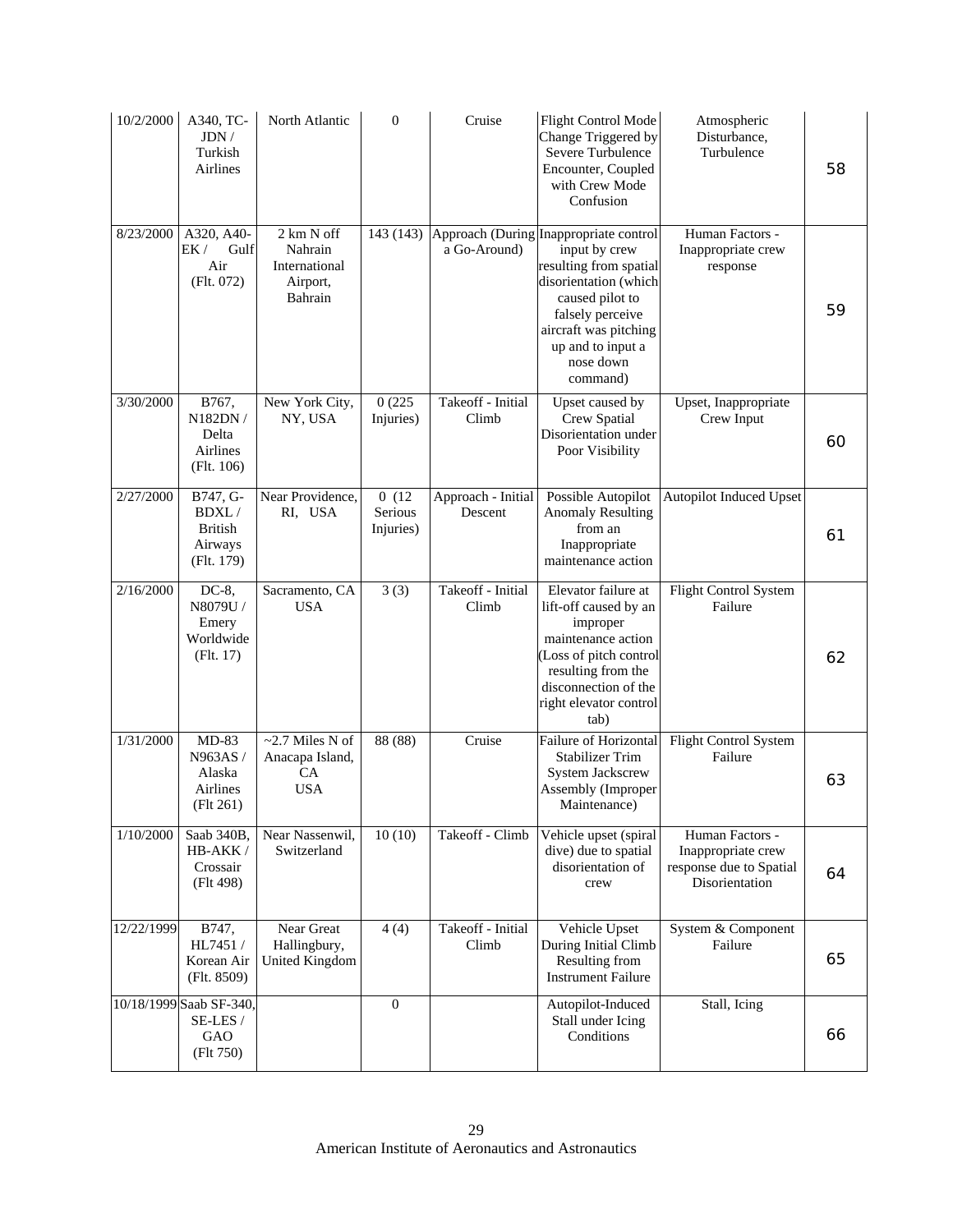| | | | | | | | |
|---|---|---|---|---|---|---|---|
| 10/2/2000 | A340, TC-JDN / Turkish Airlines | North Atlantic | 0 | Cruise | Flight Control Mode Change Triggered by Severe Turbulence Encounter, Coupled with Crew Mode Confusion | Atmospheric Disturbance, Turbulence | 58 |
| 8/23/2000 | A320, A40-EK / Gulf Air (Flt. 072) | 2 km N off Nahrain International Airport, Bahrain | 143 (143) | Approach (During a Go-Around) | Inappropriate control input by crew resulting from spatial disorientation (which caused pilot to falsely perceive aircraft was pitching up and to input a nose down command) | Human Factors - Inappropriate crew response | 59 |
| 3/30/2000 | B767, N182DN / Delta Airlines (Flt. 106) | New York City, NY, USA | 0 (225 Injuries) | Takeoff - Initial Climb | Upset caused by Crew Spatial Disorientation under Poor Visibility | Upset, Inappropriate Crew Input | 60 |
| 2/27/2000 | B747, G-BDXL / British Airways (Flt. 179) | Near Providence, RI, USA | 0 (12 Serious Injuries) | Approach - Initial Descent | Possible Autopilot Anomaly Resulting from an Inappropriate maintenance action | Autopilot Induced Upset | 61 |
| 2/16/2000 | DC-8, N8079U / Emery Worldwide (Flt. 17) | Sacramento, CA USA | 3 (3) | Takeoff - Initial Climb | Elevator failure at lift-off caused by an improper maintenance action (Loss of pitch control resulting from the disconnection of the right elevator control tab) | Flight Control System Failure | 62 |
| 1/31/2000 | MD-83 N963AS / Alaska Airlines (Flt 261) | ~2.7 Miles N of Anacapa Island, CA USA | 88 (88) | Cruise | Failure of Horizontal Stabilizer Trim System Jackscrew Assembly (Improper Maintenance) | Flight Control System Failure | 63 |
| 1/10/2000 | Saab 340B, HB-AKK / Crossair (Flt 498) | Near Nassenwil, Switzerland | 10 (10) | Takeoff - Climb | Vehicle upset (spiral dive) due to spatial disorientation of crew | Human Factors - Inappropriate crew response due to Spatial Disorientation | 64 |
| 12/22/1999 | B747, HL7451 / Korean Air (Flt. 8509) | Near Great Hallingbury, United Kingdom | 4 (4) | Takeoff - Initial Climb | Vehicle Upset During Initial Climb Resulting from Instrument Failure | System & Component Failure | 65 |
| 10/18/1999 | Saab SF-340, SE-LES / GAO (Flt 750) | | 0 | | Autopilot-Induced Stall under Icing Conditions | Stall, Icing | 66 |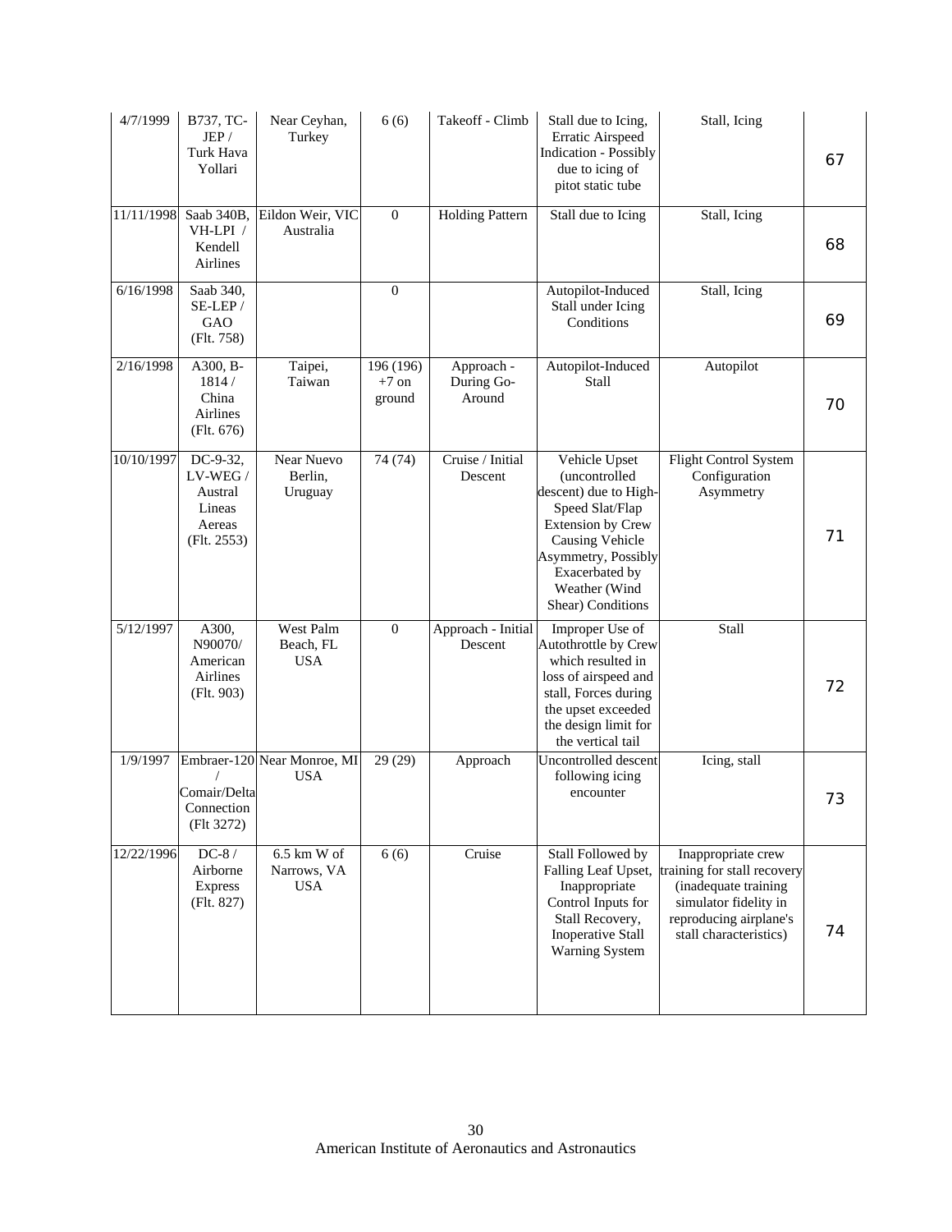| | | | | | | | |
|---|---|---|---|---|---|---|---|
| 4/7/1999 | B737, TC-JEP / Turk Hava Yollari | Near Ceyhan, Turkey | 6 (6) | Takeoff - Climb | Stall due to Icing, Erratic Airspeed Indication - Possibly due to icing of pitot static tube | Stall, Icing | 67 |
| 11/11/1998 | Saab 340B, VH-LPI / Kendell Airlines | Eildon Weir, VIC Australia | 0 | Holding Pattern | Stall due to Icing | Stall, Icing | 68 |
| 6/16/1998 | Saab 340, SE-LEP / GAO (Flt. 758) | | 0 | | Autopilot-Induced Stall under Icing Conditions | Stall, Icing | 69 |
| 2/16/1998 | A300, B-1814 / China Airlines (Flt. 676) | Taipei, Taiwan | 196 (196) +7 on ground | Approach - During Go-Around | Autopilot-Induced Stall | Autopilot | 70 |
| 10/10/1997 | DC-9-32, LV-WEG / Austral Lineas Aereas (Flt. 2553) | Near Nuevo Berlin, Uruguay | 74 (74) | Cruise / Initial Descent | Vehicle Upset (uncontrolled descent) due to High-Speed Slat/Flap Extension by Crew Causing Vehicle Asymmetry, Possibly Exacerbated by Weather (Wind Shear) Conditions | Flight Control System Configuration Asymmetry | 71 |
| 5/12/1997 | A300, N90070/ American Airlines (Flt. 903) | West Palm Beach, FL USA | 0 | Approach - Initial Descent | Improper Use of Autothrottle by Crew which resulted in loss of airspeed and stall, Forces during the upset exceeded the design limit for the vertical tail | Stall | 72 |
| 1/9/1997 | Embraer-120 / Comair/Delta Connection (Flt 3272) | Near Monroe, MI USA | 29 (29) | Approach | Uncontrolled descent following icing encounter | Icing, stall | 73 |
| 12/22/1996 | DC-8 / Airborne Express (Flt. 827) | 6.5 km W of Narrows, VA USA | 6 (6) | Cruise | Stall Followed by Falling Leaf Upset, Inappropriate Control Inputs for Stall Recovery, Inoperative Stall Warning System | Inappropriate crew training for stall recovery (inadequate training simulator fidelity in reproducing airplane's stall characteristics) | 74 |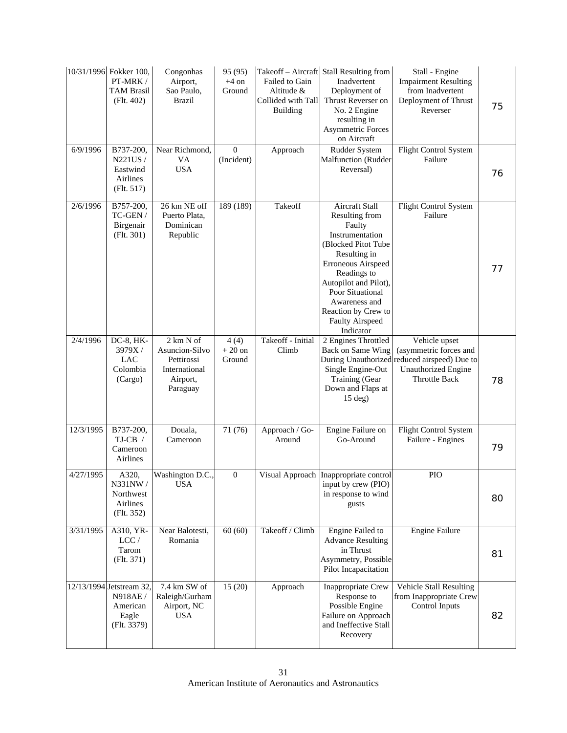| | | | | | | | |
|---|---|---|---|---|---|---|---|
| 10/31/1996 | Fokker 100, PT-MRK / TAM Brasil (Flt. 402) | Congonhas Airport, Sao Paulo, Brazil | 95 (95) +4 on Ground | Takeoff – Aircraft Failed to Gain Altitude & Collided with Tall Building | Stall Resulting from Inadvertent Deployment of Thrust Reverser on No. 2 Engine resulting in Asymmetric Forces on Aircraft | Stall - Engine Impairment Resulting from Inadvertent Deployment of Thrust Reverser | 75 |
| 6/9/1996 | B737-200, N221US / Eastwind Airlines (Flt. 517) | Near Richmond, VA USA | 0 (Incident) | Approach | Rudder System Malfunction (Rudder Reversal) | Flight Control System Failure | 76 |
| 2/6/1996 | B757-200, TC-GEN / Birgenair (Flt. 301) | 26 km NE off Puerto Plata, Dominican Republic | 189 (189) | Takeoff | Aircraft Stall Resulting from Faulty Instrumentation (Blocked Pitot Tube Resulting in Erroneous Airspeed Readings to Autopilot and Pilot), Poor Situational Awareness and Reaction by Crew to Faulty Airspeed Indicator | Flight Control System Failure | 77 |
| 2/4/1996 | DC-8, HK-3979X / LAC Colombia (Cargo) | 2 km N of Asuncion-Silvo Pettirossi International Airport, Paraguay | 4 (4) + 20 on Ground | Takeoff - Initial Climb | 2 Engines Throttled Back on Same Wing During Unauthorized Single Engine-Out Training (Gear Down and Flaps at 15 deg) | Vehicle upset (asymmetric forces and reduced airspeed) Due to Unauthorized Engine Throttle Back | 78 |
| 12/3/1995 | B737-200, TJ-CB / Cameroon Airlines | Douala, Cameroon | 71 (76) | Approach / Go-Around | Engine Failure on Go-Around | Flight Control System Failure - Engines | 79 |
| 4/27/1995 | A320, N331NW / Northwest Airlines (Flt. 352) | Washington D.C., USA | 0 | Visual Approach | Inappropriate control input by crew (PIO) in response to wind gusts | PIO | 80 |
| 3/31/1995 | A310, YR-LCC / Tarom (Flt. 371) | Near Balotesti, Romania | 60 (60) | Takeoff / Climb | Engine Failed to Advance Resulting in Thrust Asymmetry, Possible Pilot Incapacitation | Engine Failure | 81 |
| 12/13/1994 | Jetstream 32, N918AE / American Eagle (Flt. 3379) | 7.4 km SW of Raleigh/Gurham Airport, NC USA | 15 (20) | Approach | Inappropriate Crew Response to Possible Engine Failure on Approach and Ineffective Stall Recovery | Vehicle Stall Resulting from Inappropriate Crew Control Inputs | 82 |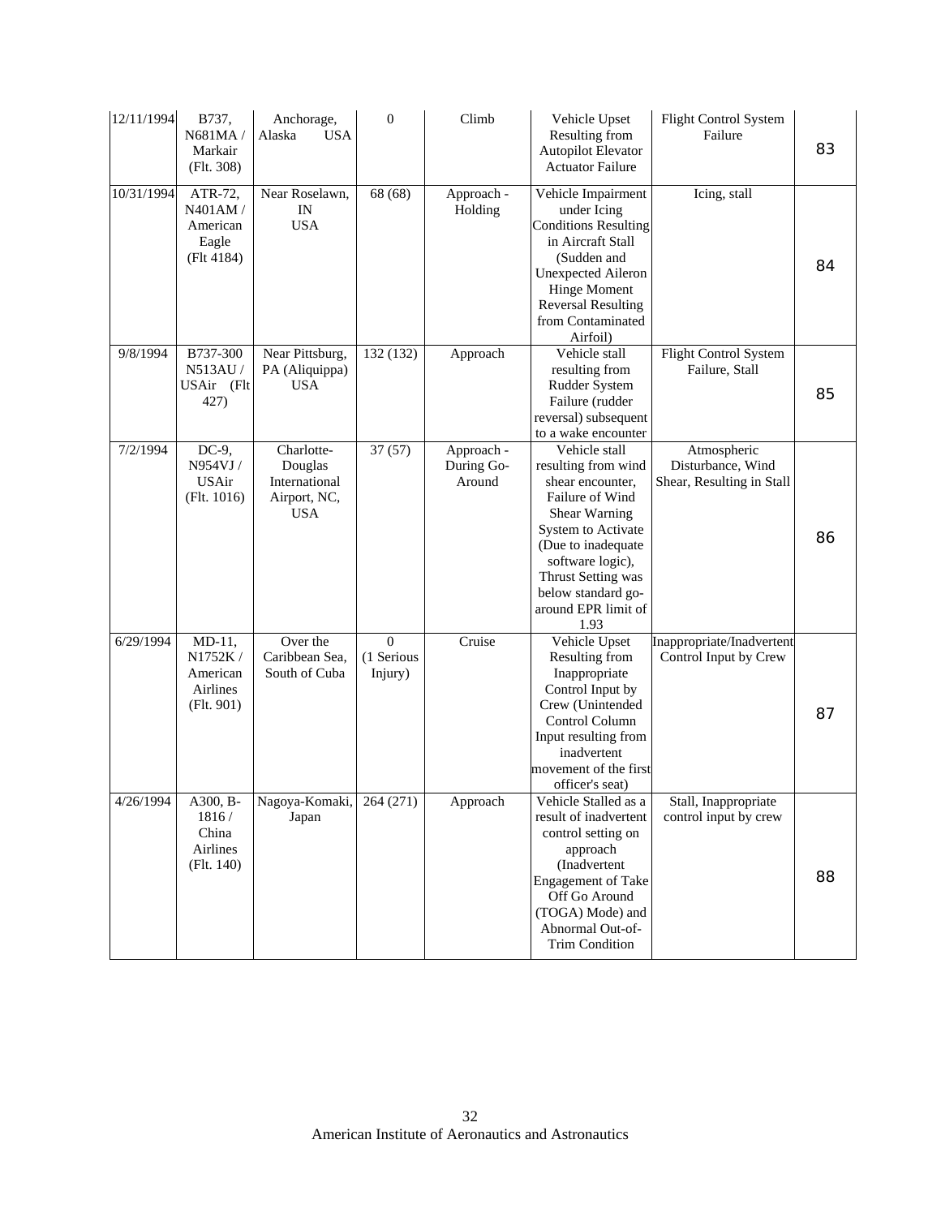| | | | | | | | |
|---|---|---|---|---|---|---|---|
| 12/11/1994 | B737, N681MA / Markair (Flt. 308) | Anchorage, Alaska USA | 0 | Climb | Vehicle Upset Resulting from Autopilot Elevator Actuator Failure | Flight Control System Failure | 83 |
| 10/31/1994 | ATR-72, N401AM / American Eagle (Flt 4184) | Near Roselawn, IN USA | 68 (68) | Approach - Holding | Vehicle Impairment under Icing Conditions Resulting in Aircraft Stall (Sudden and Unexpected Aileron Hinge Moment Reversal Resulting from Contaminated Airfoil) | Icing, stall | 84 |
| 9/8/1994 | B737-300 N513AU / USAir (Flt 427) | Near Pittsburg, PA (Aliquippa) USA | 132 (132) | Approach | Vehicle stall resulting from Rudder System Failure (rudder reversal) subsequent to a wake encounter | Flight Control System Failure, Stall | 85 |
| 7/2/1994 | DC-9, N954VJ / USAir (Flt. 1016) | Charlotte-Douglas International Airport, NC, USA | 37 (57) | Approach - During Go-Around | Vehicle stall resulting from wind shear encounter, Failure of Wind Shear Warning System to Activate (Due to inadequate software logic), Thrust Setting was below standard go-around EPR limit of 1.93 | Atmospheric Disturbance, Wind Shear, Resulting in Stall | 86 |
| 6/29/1994 | MD-11, N1752K / American Airlines (Flt. 901) | Over the Caribbean Sea, South of Cuba | 0 (1 Serious Injury) | Cruise | Vehicle Upset Resulting from Inappropriate Control Input by Crew (Unintended Control Column Input resulting from inadvertent movement of the first officer's seat) | Inappropriate/Inadvertent Control Input by Crew | 87 |
| 4/26/1994 | A300, B-1816 / China Airlines (Flt. 140) | Nagoya-Komaki, Japan | 264 (271) | Approach | Vehicle Stalled as a result of inadvertent control setting on approach (Inadvertent Engagement of Take Off Go Around (TOGA) Mode) and Abnormal Out-of-Trim Condition | Stall, Inappropriate control input by crew | 88 |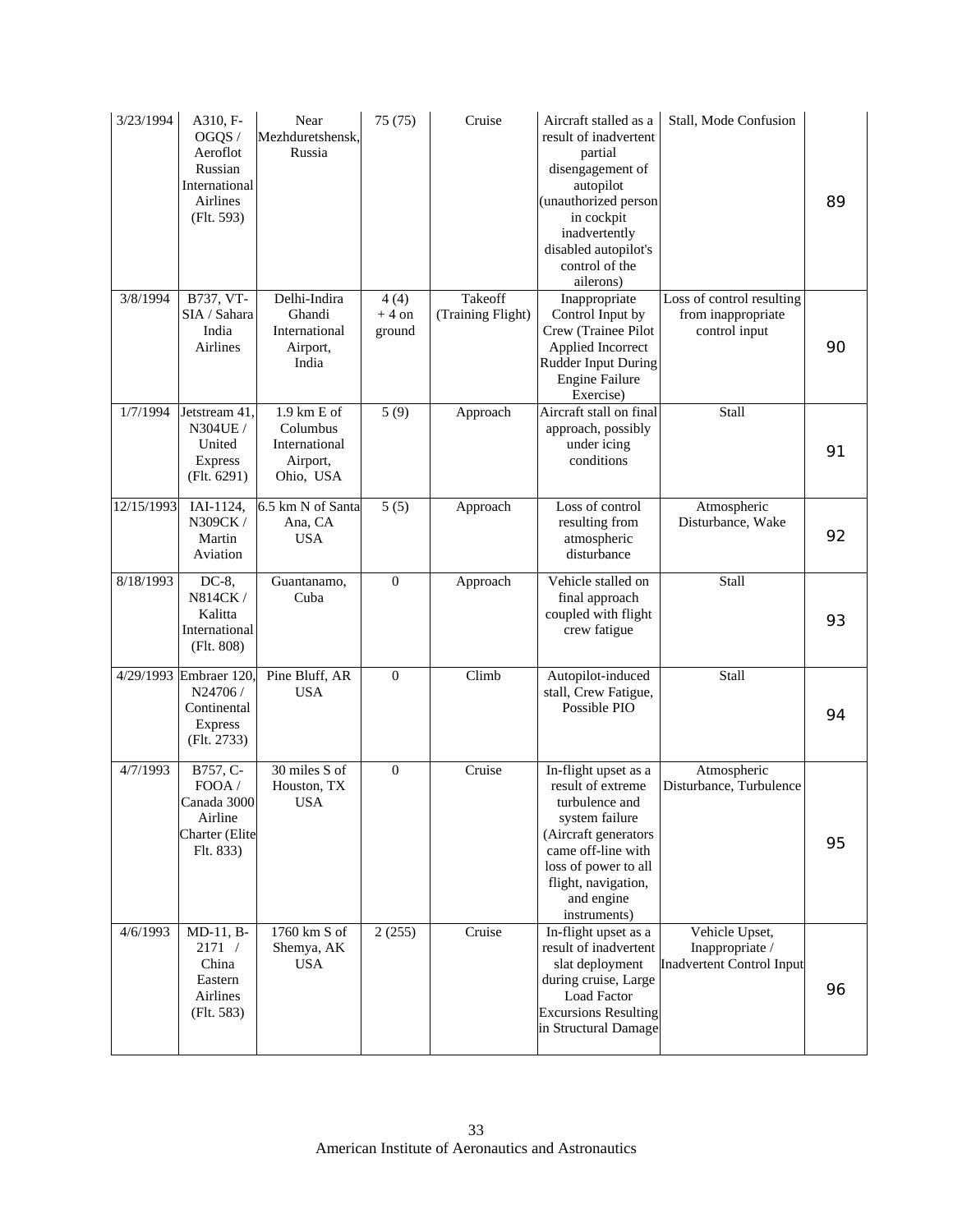| 3/23/1994 | A310, F-OGQS / Aeroflot Russian International Airlines (Flt. 593) | Near Mezhduretshensk, Russia | 75 (75) | Cruise | Aircraft stalled as a result of inadvertent partial disengagement of autopilot (unauthorized person in cockpit inadvertently disabled autopilot's control of the ailerons) | Stall, Mode Confusion | 89 |
|---|---|---|---|---|---|---|---|
| 3/8/1994 | B737, VT-SIA / Sahara India Airlines | Delhi-Indira Ghandi International Airport, India | 4 (4) + 4 on ground | Takeoff (Training Flight) | Inappropriate Control Input by Crew (Trainee Pilot Applied Incorrect Rudder Input During Engine Failure Exercise) | Loss of control resulting from inappropriate control input | 90 |
| 1/7/1994 | Jetstream 41, N304UE / United Express (Flt. 6291) | 1.9 km E of Columbus International Airport, Ohio, USA | 5 (9) | Approach | Aircraft stall on final approach, possibly under icing conditions | Stall | 91 |
| 12/15/1993 | IAI-1124, N309CK / Martin Aviation | 6.5 km N of Santa Ana, CA USA | 5 (5) | Approach | Loss of control resulting from atmospheric disturbance | Atmospheric Disturbance, Wake | 92 |
| 8/18/1993 | DC-8, N814CK / Kalitta International (Flt. 808) | Guantanamo, Cuba | 0 | Approach | Vehicle stalled on final approach coupled with flight crew fatigue | Stall | 93 |
| 4/29/1993 | Embraer 120, N24706 / Continental Express (Flt. 2733) | Pine Bluff, AR USA | 0 | Climb | Autopilot-induced stall, Crew Fatigue, Possible PIO | Stall | 94 |
| 4/7/1993 | B757, C-FOOA / Canada 3000 Airline Charter (Elite Flt. 833) | 30 miles S of Houston, TX USA | 0 | Cruise | In-flight upset as a result of extreme turbulence and system failure (Aircraft generators came off-line with loss of power to all flight, navigation, and engine instruments) | Atmospheric Disturbance, Turbulence | 95 |
| 4/6/1993 | MD-11, B-2171 / China Eastern Airlines (Flt. 583) | 1760 km S of Shemya, AK USA | 2 (255) | Cruise | In-flight upset as a result of inadvertent slat deployment during cruise, Large Load Factor Excursions Resulting in Structural Damage | Vehicle Upset, Inappropriate / Inadvertent Control Input | 96 |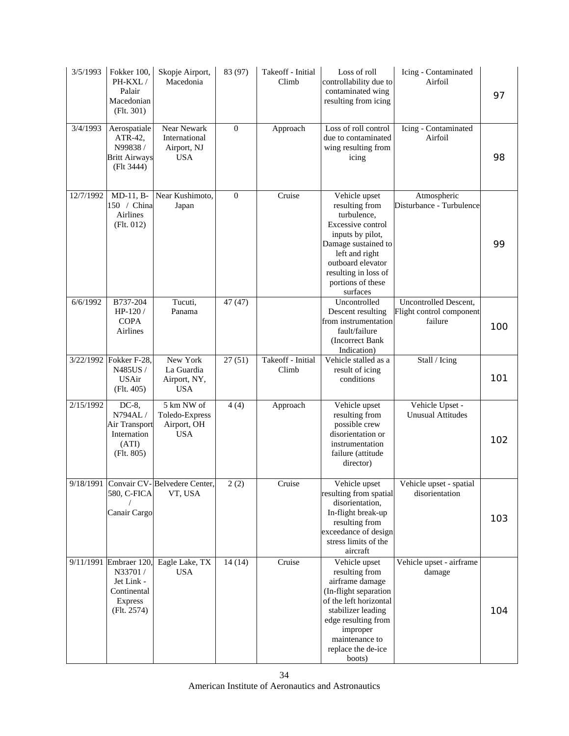| | | | | | | | |
|---|---|---|---|---|---|---|---|
| 3/5/1993 | Fokker 100, PH-KXL / Palair Macedonian (Flt. 301) | Skopje Airport, Macedonia | 83 (97) | Takeoff - Initial Climb | Loss of roll controllability due to contaminated wing resulting from icing | Icing - Contaminated Airfoil | 97 |
| 3/4/1993 | Aerospatiale ATR-42, N99838 / Britt Airways (Flt 3444) | Near Newark International Airport, NJ USA | 0 | Approach | Loss of roll control due to contaminated wing resulting from icing | Icing - Contaminated Airfoil | 98 |
| 12/7/1992 | MD-11, B-150 / China Airlines (Flt. 012) | Near Kushimoto, Japan | 0 | Cruise | Vehicle upset resulting from turbulence, Excessive control inputs by pilot, Damage sustained to left and right outboard elevator resulting in loss of portions of these surfaces | Atmospheric Disturbance - Turbulence | 99 |
| 6/6/1992 | B737-204 HP-120 / COPA Airlines | Tucuti, Panama | 47 (47) | | Uncontrolled Descent resulting from instrumentation fault/failure (Incorrect Bank Indication) | Uncontrolled Descent, Flight control component failure | 100 |
| 3/22/1992 | Fokker F-28, N485US / USAir (Flt. 405) | New York La Guardia Airport, NY, USA | 27 (51) | Takeoff - Initial Climb | Vehicle stalled as a result of icing conditions | Stall / Icing | 101 |
| 2/15/1992 | DC-8, N794AL / Air Transport Internation (ATI) (Flt. 805) | 5 km NW of Toledo-Express Airport, OH USA | 4 (4) | Approach | Vehicle upset resulting from possible crew disorientation or instrumentation failure (attitude director) | Vehicle Upset - Unusual Attitudes | 102 |
| 9/18/1991 | Convair CV-580, C-FICA / Canair Cargo | Belvedere Center, VT, USA | 2 (2) | Cruise | Vehicle upset resulting from spatial disorientation, In-flight break-up resulting from exceedance of design stress limits of the aircraft | Vehicle upset - spatial disorientation | 103 |
| 9/11/1991 | Embraer 120, N33701 / Jet Link - Continental Express (Flt. 2574) | Eagle Lake, TX USA | 14 (14) | Cruise | Vehicle upset resulting from airframe damage (In-flight separation of the left horizontal stabilizer leading edge resulting from improper maintenance to replace the de-ice boots) | Vehicle upset - airframe damage | 104 |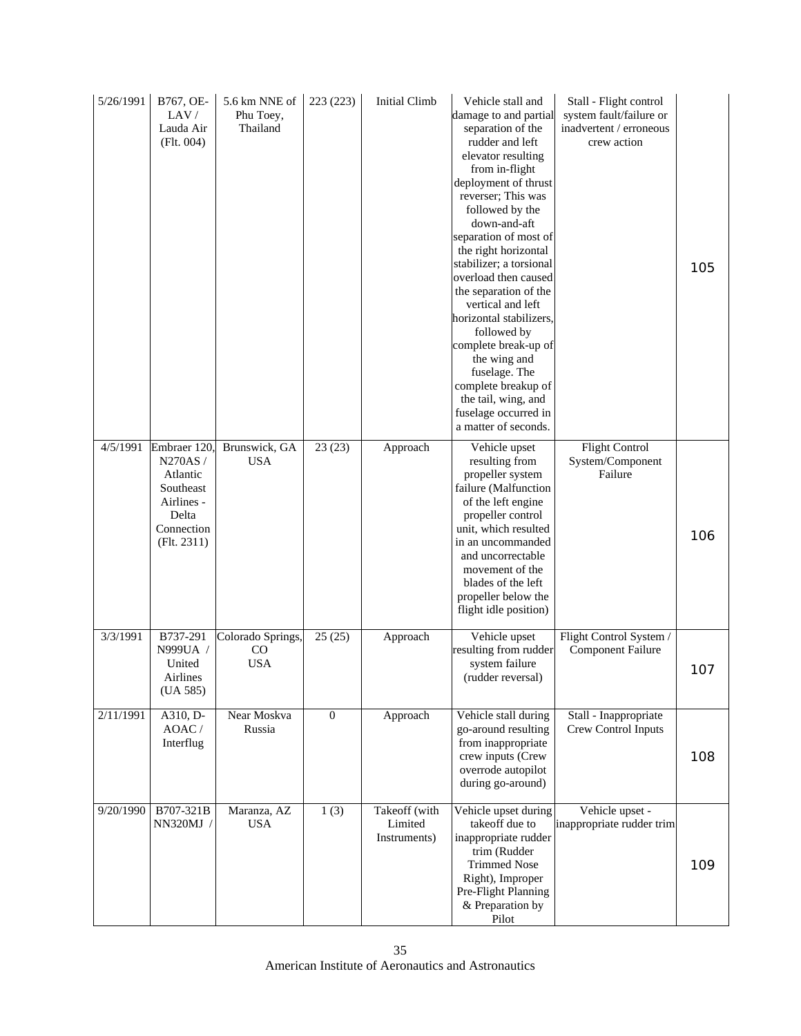| 5/26/1991 | B767, OE-LAV / Lauda Air (Flt. 004) | 5.6 km NNE of Phu Toey, Thailand | 223 (223) | Initial Climb | Vehicle stall and damage to and partial separation of the rudder and left elevator resulting from in-flight deployment of thrust reverser; This was followed by the down-and-aft separation of most of the right horizontal stabilizer; a torsional overload then caused the separation of the vertical and left horizontal stabilizers, followed by complete break-up of the wing and fuselage. The complete breakup of the tail, wing, and fuselage occurred in a matter of seconds. | Stall - Flight control system fault/failure or inadvertent / erroneous crew action | 105 |
|---|---|---|---|---|---|---|---|
| 4/5/1991 | Embraer 120, N270AS / Atlantic Southeast Airlines - Delta Connection (Flt. 2311) | Brunswick, GA USA | 23 (23) | Approach | Vehicle upset resulting from propeller system failure (Malfunction of the left engine propeller control unit, which resulted in an uncommanded and uncorrectable movement of the blades of the left propeller below the flight idle position) | Flight Control System/Component Failure | 106 |
| 3/3/1991 | B737-291 N999UA / United Airlines (UA 585) | Colorado Springs, CO USA | 25 (25) | Approach | Vehicle upset resulting from rudder system failure (rudder reversal) | Flight Control System / Component Failure | 107 |
| 2/11/1991 | A310, D-AOAC / Interflug | Near Moskva Russia | 0 | Approach | Vehicle stall during go-around resulting from inappropriate crew inputs (Crew overrode autopilot during go-around) | Stall - Inappropriate Crew Control Inputs | 108 |
| 9/20/1990 | B707-321B NN320MJ / | Maranza, AZ USA | 1 (3) | Takeoff (with Limited Instruments) | Vehicle upset during takeoff due to inappropriate rudder trim (Rudder Trimmed Nose Right), Improper Pre-Flight Planning & Preparation by Pilot | Vehicle upset - inappropriate rudder trim | 109 |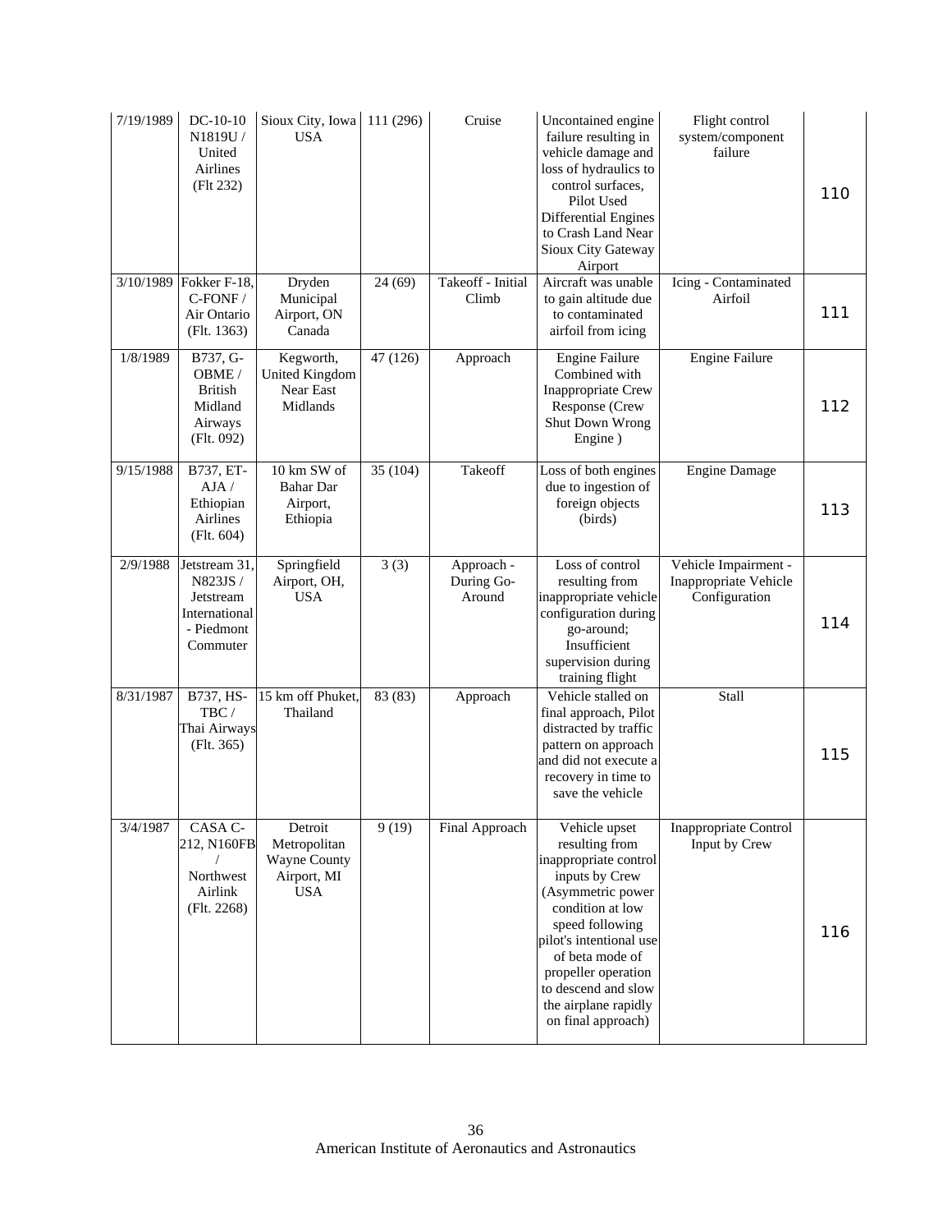| | | | | | | | |
|---|---|---|---|---|---|---|---|
| 7/19/1989 | DC-10-10 N1819U / United Airlines (Flt 232) | Sioux City, Iowa USA | 111 (296) | Cruise | Uncontained engine failure resulting in vehicle damage and loss of hydraulics to control surfaces, Pilot Used Differential Engines to Crash Land Near Sioux City Gateway Airport | Flight control system/component failure | 110 |
| 3/10/1989 | Fokker F-18, C-FONF / Air Ontario (Flt. 1363) | Dryden Municipal Airport, ON Canada | 24 (69) | Takeoff - Initial Climb | Aircraft was unable to gain altitude due to contaminated airfoil from icing | Icing - Contaminated Airfoil | 111 |
| 1/8/1989 | B737, G-OBME / British Midland Airways (Flt. 092) | Kegworth, United Kingdom Near East Midlands | 47 (126) | Approach | Engine Failure Combined with Inappropriate Crew Response (Crew Shut Down Wrong Engine ) | Engine Failure | 112 |
| 9/15/1988 | B737, ET-AJA / Ethiopian Airlines (Flt. 604) | 10 km SW of Bahar Dar Airport, Ethiopia | 35 (104) | Takeoff | Loss of both engines due to ingestion of foreign objects (birds) | Engine Damage | 113 |
| 2/9/1988 | Jetstream 31, N823JS / Jetstream International - Piedmont Commuter | Springfield Airport, OH, USA | 3 (3) | Approach - During Go-Around | Loss of control resulting from inappropriate vehicle configuration during go-around; Insufficient supervision during training flight | Vehicle Impairment - Inappropriate Vehicle Configuration | 114 |
| 8/31/1987 | B737, HS-TBC / Thai Airways (Flt. 365) | 15 km off Phuket, Thailand | 83 (83) | Approach | Vehicle stalled on final approach, Pilot distracted by traffic pattern on approach and did not execute a recovery in time to save the vehicle | Stall | 115 |
| 3/4/1987 | CASA C-212, N160FB / Northwest Airlink (Flt. 2268) | Detroit Metropolitan Wayne County Airport, MI USA | 9 (19) | Final Approach | Vehicle upset resulting from inappropriate control inputs by Crew (Asymmetric power condition at low speed following pilot's intentional use of beta mode of propeller operation to descend and slow the airplane rapidly on final approach) | Inappropriate Control Input by Crew | 116 |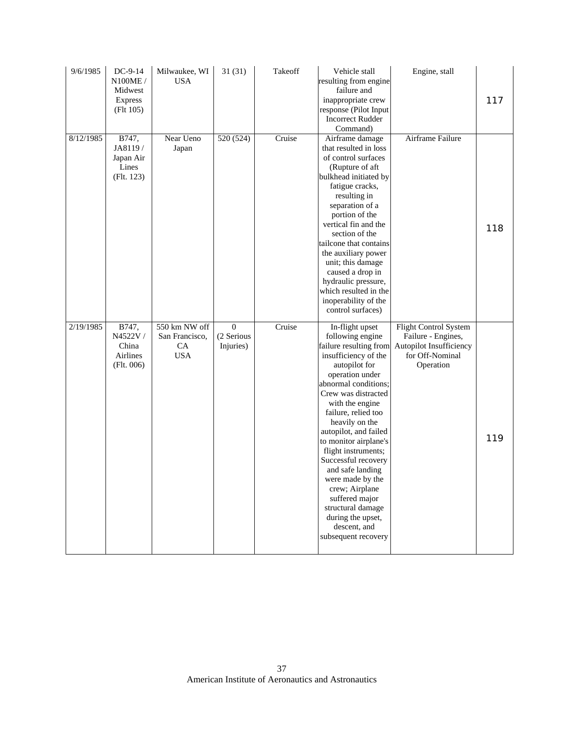| 9/6/1985 | DC-9-14 N100ME / Midwest Express (Flt 105) | Milwaukee, WI USA | 31 (31) | Takeoff | Vehicle stall resulting from engine failure and inappropriate crew response (Pilot Input Incorrect Rudder Command) | Engine, stall | 117 |
|---|---|---|---|---|---|---|---|
| 8/12/1985 | B747, JA8119 / Japan Air Lines (Flt. 123) | Near Ueno Japan | 520 (524) | Cruise | Airframe damage that resulted in loss of control surfaces (Rupture of aft bulkhead initiated by fatigue cracks, resulting in separation of a portion of the vertical fin and the section of the tailcone that contains the auxiliary power unit; this damage caused a drop in hydraulic pressure, which resulted in the inoperability of the control surfaces) | Airframe Failure | 118 |
| 2/19/1985 | B747, N4522V / China Airlines (Flt. 006) | 550 km NW off San Francisco, CA USA | 0 (2 Serious Injuries) | Cruise | In-flight upset following engine failure resulting from insufficiency of the autopilot for operation under abnormal conditions; Crew was distracted with the engine failure, relied too heavily on the autopilot, and failed to monitor airplane's flight instruments; Successful recovery and safe landing were made by the crew; Airplane suffered major structural damage during the upset, descent, and subsequent recovery | Flight Control System Failure - Engines, Autopilot Insufficiency for Off-Nominal Operation | 119 |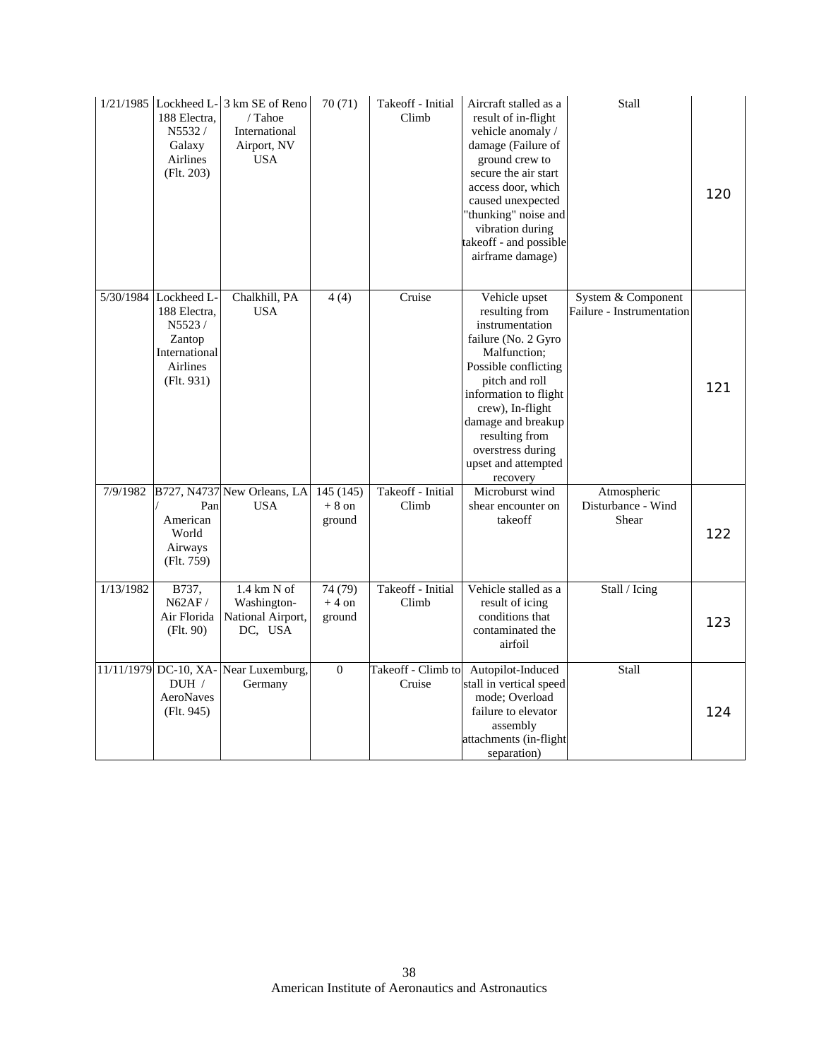| | | | | | | | |
|---|---|---|---|---|---|---|---|
| 1/21/1985 | Lockheed L-188 Electra, N5532 / Galaxy Airlines (Flt. 203) | 3 km SE of Reno / Tahoe International Airport, NV USA | 70 (71) | Takeoff - Initial Climb | Aircraft stalled as a result of in-flight vehicle anomaly / damage (Failure of ground crew to secure the air start access door, which caused unexpected "thunking" noise and vibration during takeoff - and possible airframe damage) | Stall | 120 |
| 5/30/1984 | Lockheed L-188 Electra, N5523 / Zantop International Airlines (Flt. 931) | Chalkhill, PA USA | 4 (4) | Cruise | Vehicle upset resulting from instrumentation failure (No. 2 Gyro Malfunction; Possible conflicting pitch and roll information to flight crew), In-flight damage and breakup resulting from overstress during upset and attempted recovery | System & Component Failure - Instrumentation | 121 |
| 7/9/1982 | B727, N4737 / Pan American World Airways (Flt. 759) | New Orleans, LA USA | 145 (145) + 8 on ground | Takeoff - Initial Climb | Microburst wind shear encounter on takeoff | Atmospheric Disturbance - Wind Shear | 122 |
| 1/13/1982 | B737, N62AF / Air Florida (Flt. 90) | 1.4 km N of Washington-National Airport, DC, USA | 74 (79) + 4 on ground | Takeoff - Initial Climb | Vehicle stalled as a result of icing conditions that contaminated the airfoil | Stall / Icing | 123 |
| 11/11/1979 | DC-10, XA-DUH / AeroNaves (Flt. 945) | Near Luxemburg, Germany | 0 | Takeoff - Climb to Cruise | Autopilot-Induced stall in vertical speed mode; Overload failure to elevator assembly attachments (in-flight separation) | Stall | 124 |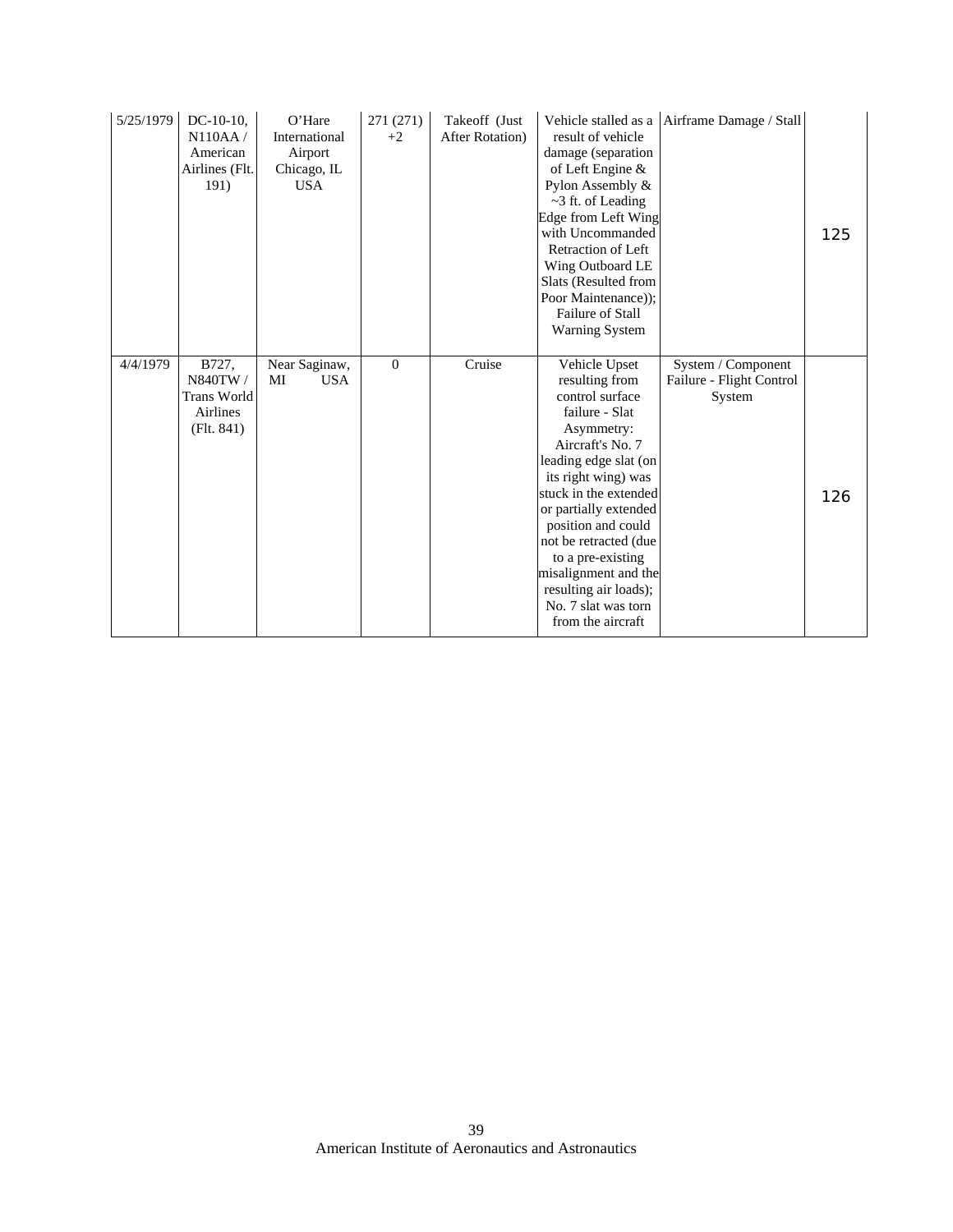| | | | | | | | |
|---|---|---|---|---|---|---|---|
| 5/25/1979 | DC-10-10, N110AA / American Airlines (Flt. 191) | O'Hare International Airport Chicago, IL USA | 271 (271) +2 | Takeoff (Just After Rotation) | Vehicle stalled as a result of vehicle damage (separation of Left Engine & Pylon Assembly & ~3 ft. of Leading Edge from Left Wing with Uncommanded Retraction of Left Wing Outboard LE Slats (Resulted from Poor Maintenance)); Failure of Stall Warning System | Airframe Damage / Stall | 125 |
| 4/4/1979 | B727, N840TW / Trans World Airlines (Flt. 841) | Near Saginaw, MI USA | 0 | Cruise | Vehicle Upset resulting from control surface failure - Slat Asymmetry: Aircraft's No. 7 leading edge slat (on its right wing) was stuck in the extended or partially extended position and could not be retracted (due to a pre-existing misalignment and the resulting air loads); No. 7 slat was torn from the aircraft | System / Component Failure - Flight Control System | 126 |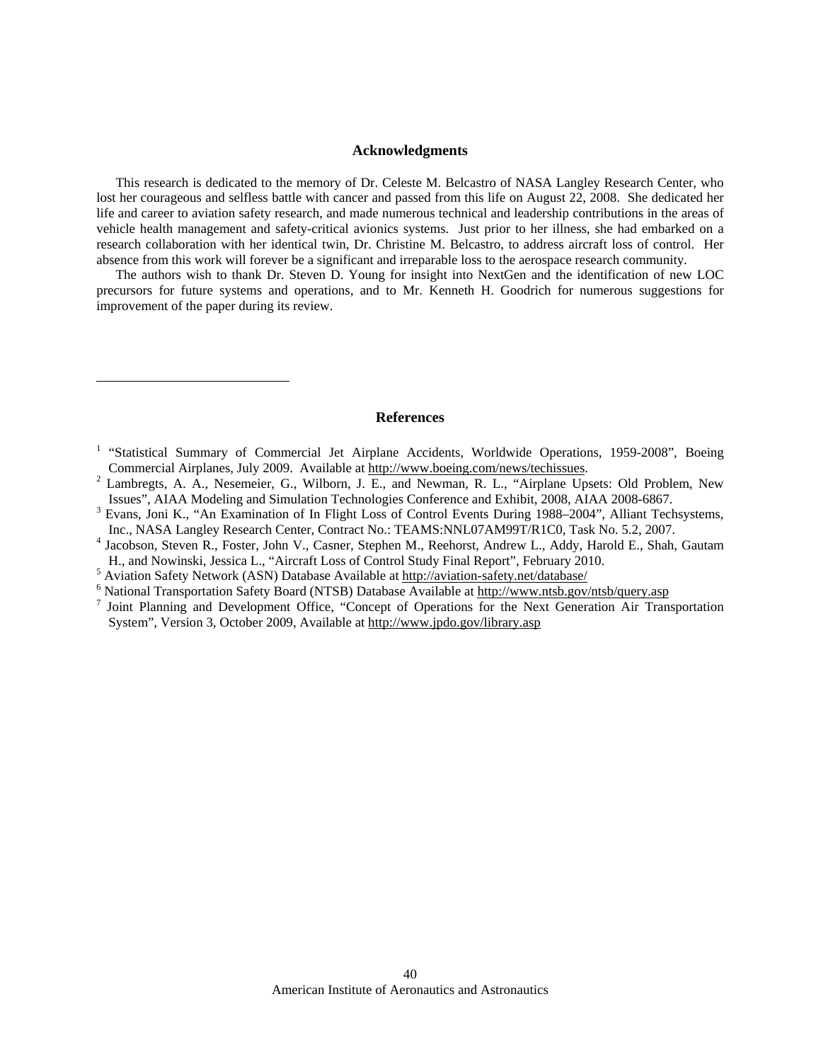## Acknowledgments

This research is dedicated to the memory of Dr. Celeste M. Belcastro of NASA Langley Research Center, who lost her courageous and selfless battle with cancer and passed from this life on August 22, 2008. She dedicated her life and career to aviation safety research, and made numerous technical and leadership contributions in the areas of vehicle health management and safety-critical avionics systems. Just prior to her illness, she had embarked on a research collaboration with her identical twin, Dr. Christine M. Belcastro, to address aircraft loss of control. Her absence from this work will forever be a significant and irreparable loss to the aerospace research community.

The authors wish to thank Dr. Steven D. Young for insight into NextGen and the identification of new LOC precursors for future systems and operations, and to Mr. Kenneth H. Goodrich for numerous suggestions for improvement of the paper during its review.

## References

[1] "Statistical Summary of Commercial Jet Airplane Accidents, Worldwide Operations, 1959-2008", Boeing Commercial Airplanes, July 2009. Available at http://www.boeing.com/news/techissues.

[2] Lambregts, A. A., Nesemeier, G., Wilborn, J. E., and Newman, R. L., "Airplane Upsets: Old Problem, New Issues", AIAA Modeling and Simulation Technologies Conference and Exhibit, 2008, AIAA 2008-6867.

[3] Evans, Joni K., "An Examination of In Flight Loss of Control Events During 1988–2004", Alliant Techsystems, Inc., NASA Langley Research Center, Contract No.: TEAMS:NNL07AM99T/R1C0, Task No. 5.2, 2007.

[4] Jacobson, Steven R., Foster, John V., Casner, Stephen M., Reehorst, Andrew L., Addy, Harold E., Shah, Gautam H., and Nowinski, Jessica L., "Aircraft Loss of Control Study Final Report", February 2010.

[5] Aviation Safety Network (ASN) Database Available at http://aviation-safety.net/database/

[6] National Transportation Safety Board (NTSB) Database Available at http://www.ntsb.gov/ntsb/query.asp

[7] Joint Planning and Development Office, "Concept of Operations for the Next Generation Air Transportation System", Version 3, October 2009, Available at http://www.jpdo.gov/library.asp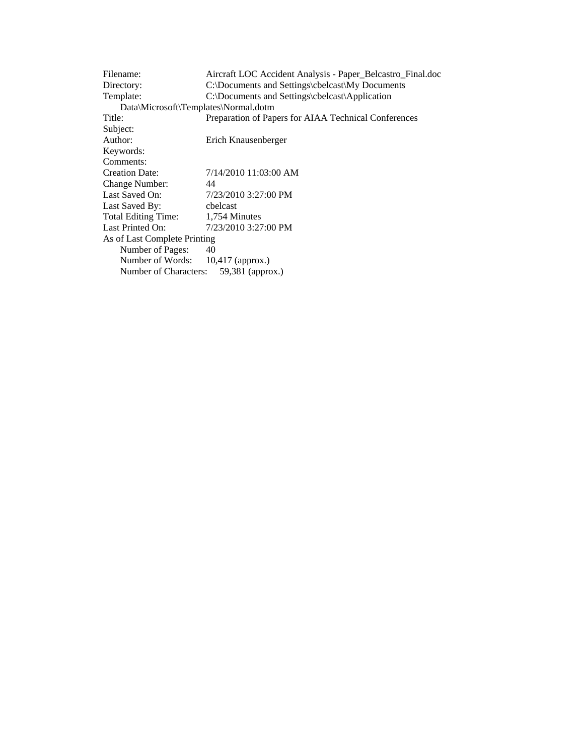Filename: Aircraft LOC Accident Analysis - Paper_Belcastro_Final.doc
Directory: C:\Documents and Settings\cbelcast\My Documents
Template: C:\Documents and Settings\cbelcast\Application Data\Microsoft\Templates\Normal.dotm
Title: Preparation of Papers for AIAA Technical Conferences
Subject:
Author: Erich Knausenberger
Keywords:
Comments:
Creation Date: 7/14/2010 11:03:00 AM
Change Number: 44
Last Saved On: 7/23/2010 3:27:00 PM
Last Saved By: cbelcast
Total Editing Time: 1,754 Minutes
Last Printed On: 7/23/2010 3:27:00 PM
As of Last Complete Printing
Number of Pages: 40
Number of Words: 10,417 (approx.)
Number of Characters: 59,381 (approx.)